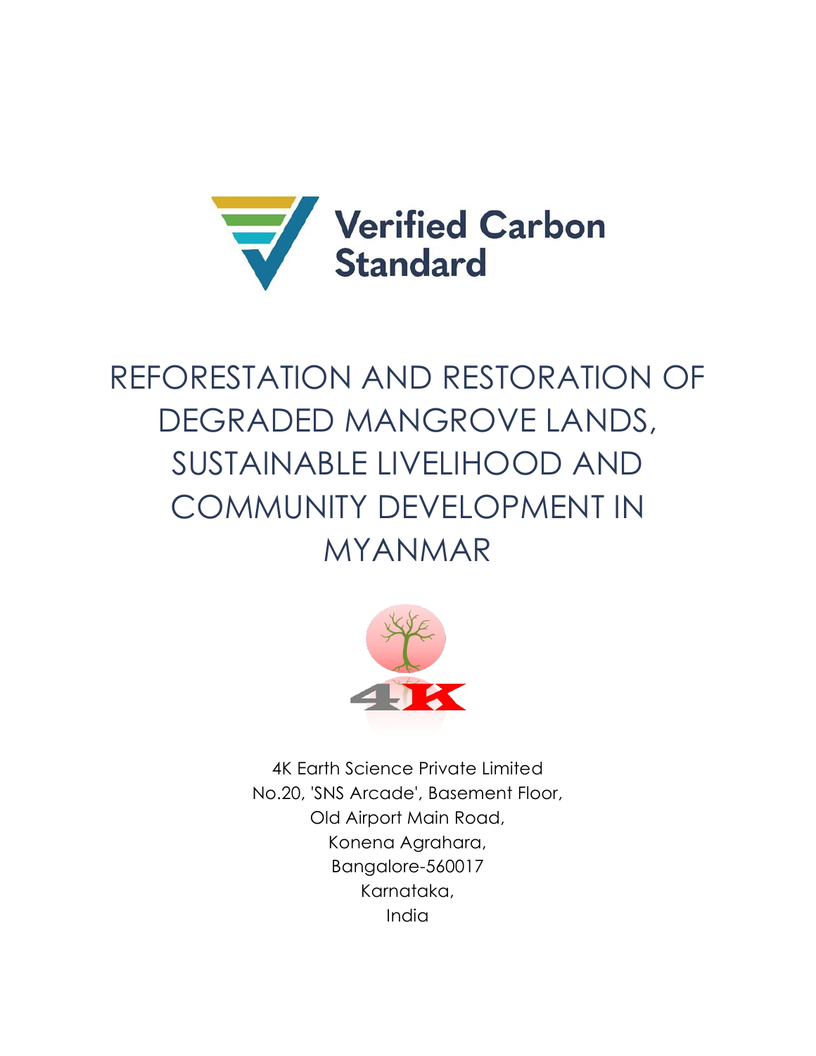Verified Carbon Standard

# REFORESTATION AND RESTORATION OF DEGRADED MANGROVE LANDS, SUSTAINABLE LIVELIHOOD AND COMMUNITY DEVELOPMENT IN MYANMAR

4K

4K Earth Science Private Limited
No.20, 'SNS Arcade', Basement Floor,
Old Airport Main Road,
Konena Agrahara,
Bangalore-560017
Karnataka,
India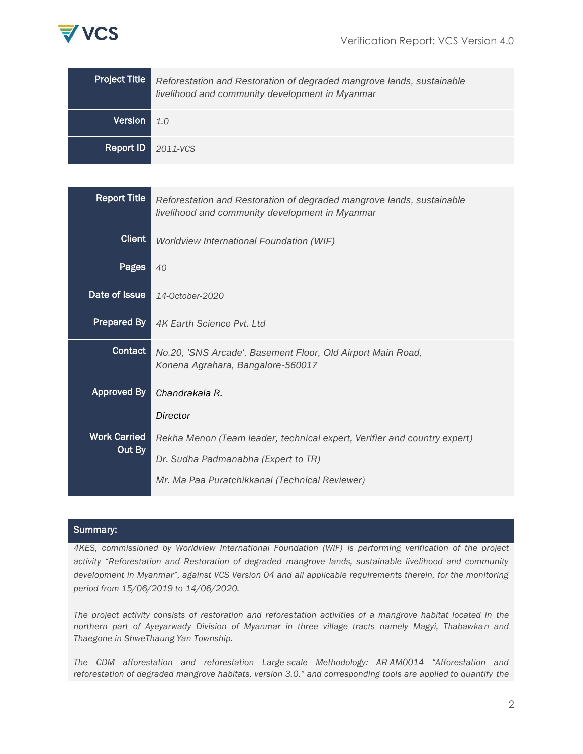| Project Title | *Reforestation and Restoration of degraded mangrove lands, sustainable livelihood and community development in Myanmar* |
|---|---|
| Version | *1.0* |
| Report ID | *2011-VCS* |

| Report Title | *Reforestation and Restoration of degraded mangrove lands, sustainable livelihood and community development in Myanmar* |
|---|---|
| Client | *Worldview International Foundation (WIF)* |
| Pages | *40* |
| Date of Issue | *14-October-2020* |
| Prepared By | *4K Earth Science Pvt. Ltd* |
| Contact | *No.20, 'SNS Arcade', Basement Floor, Old Airport Main Road, Konena Agrahara, Bangalore-560017* |
| Approved By | *Chandrakala R.*<br><br>*Director* |
| Work Carried Out By | *Rekha Menon (Team leader, technical expert, Verifier and country expert)*<br><br>*Dr. Sudha Padmanabha (Expert to TR)*<br><br>*Mr. Ma Paa Puratchikkanal (Technical Reviewer)* |

**Summary:**

*4KES, commissioned by Worldview International Foundation (WIF) is performing verification of the project activity "Reforestation and Restoration of degraded mangrove lands, sustainable livelihood and community development in Myanmar", against VCS Version 04 and all applicable requirements therein, for the monitoring period from 15/06/2019 to 14/06/2020.*

*The project activity consists of restoration and reforestation activities of a mangrove habitat located in the northern part of Ayeyarwady Division of Myanmar in three village tracts namely Magyi, Thabawkan and Thaegone in ShweThaung Yan Township.*

*The CDM afforestation and reforestation Large-scale Methodology: AR-AM0014 "Afforestation and reforestation of degraded mangrove habitats, version 3.0." and corresponding tools are applied to quantify the*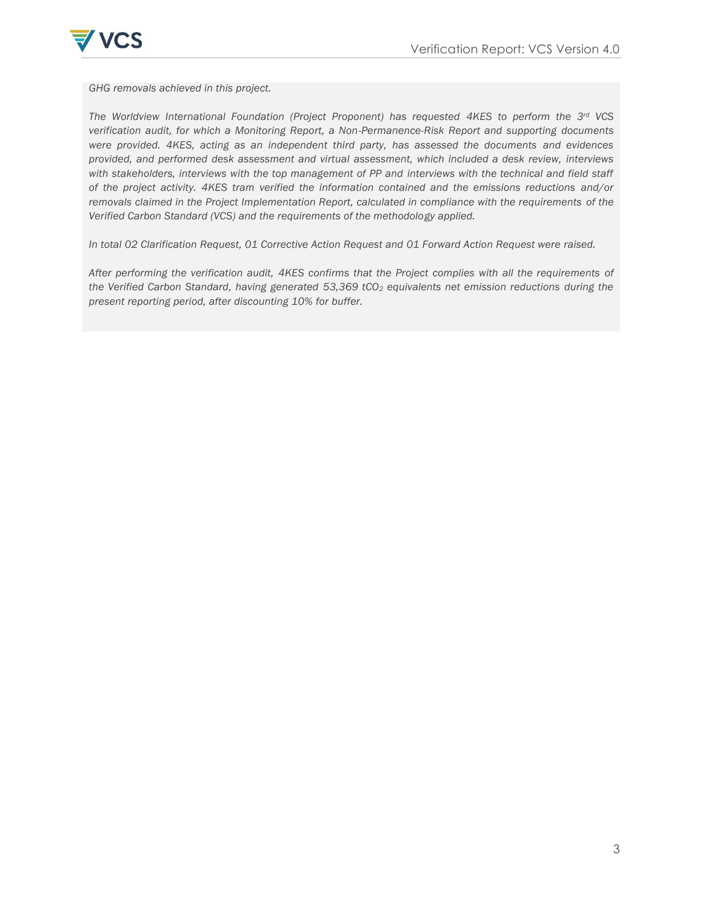*GHG removals achieved in this project.*

*The Worldview International Foundation (Project Proponent) has requested 4KES to perform the 3rd VCS verification audit, for which a Monitoring Report, a Non-Permanence-Risk Report and supporting documents were provided. 4KES, acting as an independent third party, has assessed the documents and evidences provided, and performed desk assessment and virtual assessment, which included a desk review, interviews with stakeholders, interviews with the top management of PP and interviews with the technical and field staff of the project activity. 4KES tram verified the information contained and the emissions reductions and/or removals claimed in the Project Implementation Report, calculated in compliance with the requirements of the Verified Carbon Standard (VCS) and the requirements of the methodology applied.*

*In total 02 Clarification Request, 01 Corrective Action Request and 01 Forward Action Request were raised.*

*After performing the verification audit, 4KES confirms that the Project complies with all the requirements of the Verified Carbon Standard, having generated 53,369 t$CO_2$ equivalents net emission reductions during the present reporting period, after discounting 10% for buffer.*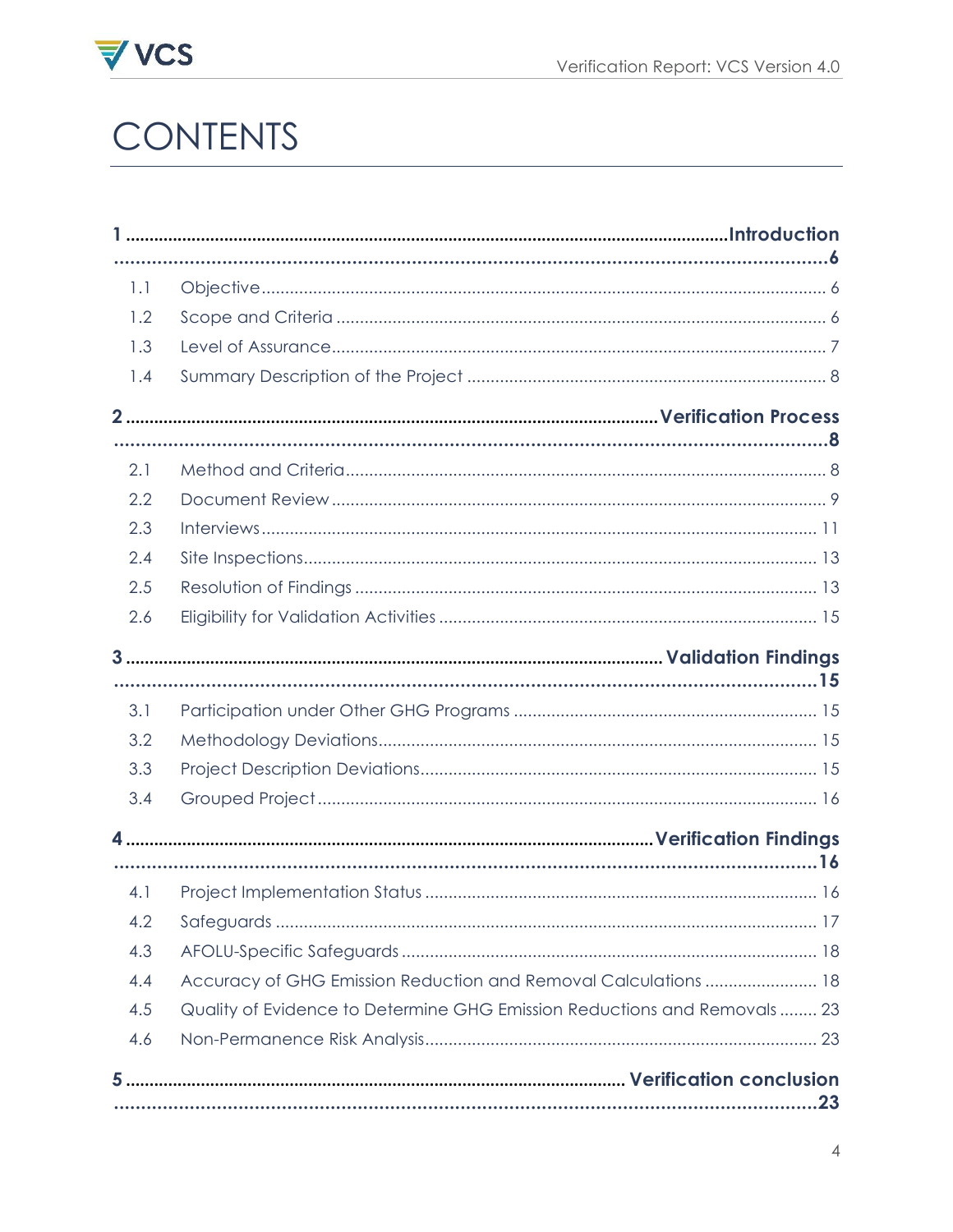# CONTENTS

1 Introduction ... 6

- 1.1 Objective ... 6
- 1.2 Scope and Criteria ... 6
- 1.3 Level of Assurance ... 7
- 1.4 Summary Description of the Project ... 8

2 Verification Process ... 8

- 2.1 Method and Criteria ... 8
- 2.2 Document Review ... 9
- 2.3 Interviews ... 11
- 2.4 Site Inspections ... 13
- 2.5 Resolution of Findings ... 13
- 2.6 Eligibility for Validation Activities ... 15

3 Validation Findings ... 15

- 3.1 Participation under Other GHG Programs ... 15
- 3.2 Methodology Deviations ... 15
- 3.3 Project Description Deviations ... 15
- 3.4 Grouped Project ... 16

4 Verification Findings ... 16

- 4.1 Project Implementation Status ... 16
- 4.2 Safeguards ... 17
- 4.3 AFOLU-Specific Safeguards ... 18
- 4.4 Accuracy of GHG Emission Reduction and Removal Calculations ... 18
- 4.5 Quality of Evidence to Determine GHG Emission Reductions and Removals ... 23
- 4.6 Non-Permanence Risk Analysis ... 23

5 Verification conclusion ... 23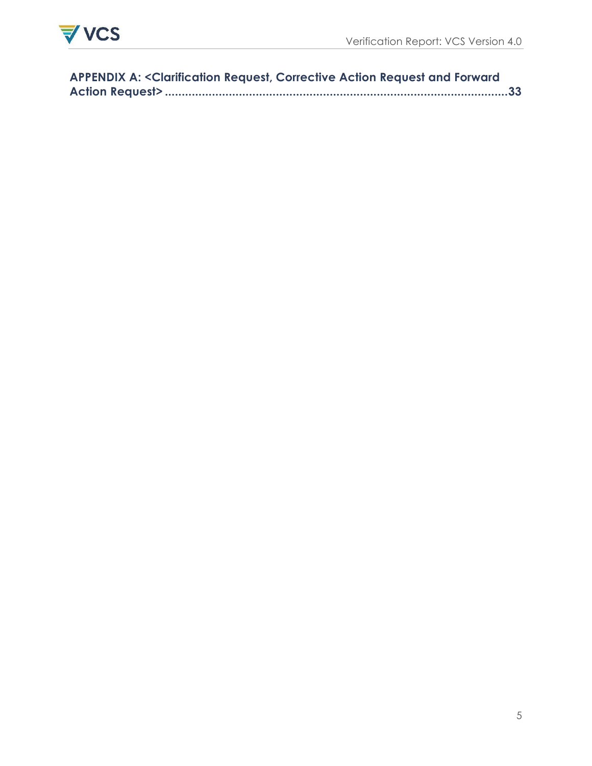**APPENDIX A: <Clarification Request, Corrective Action Request and Forward Action Request> ........................................................................................................33**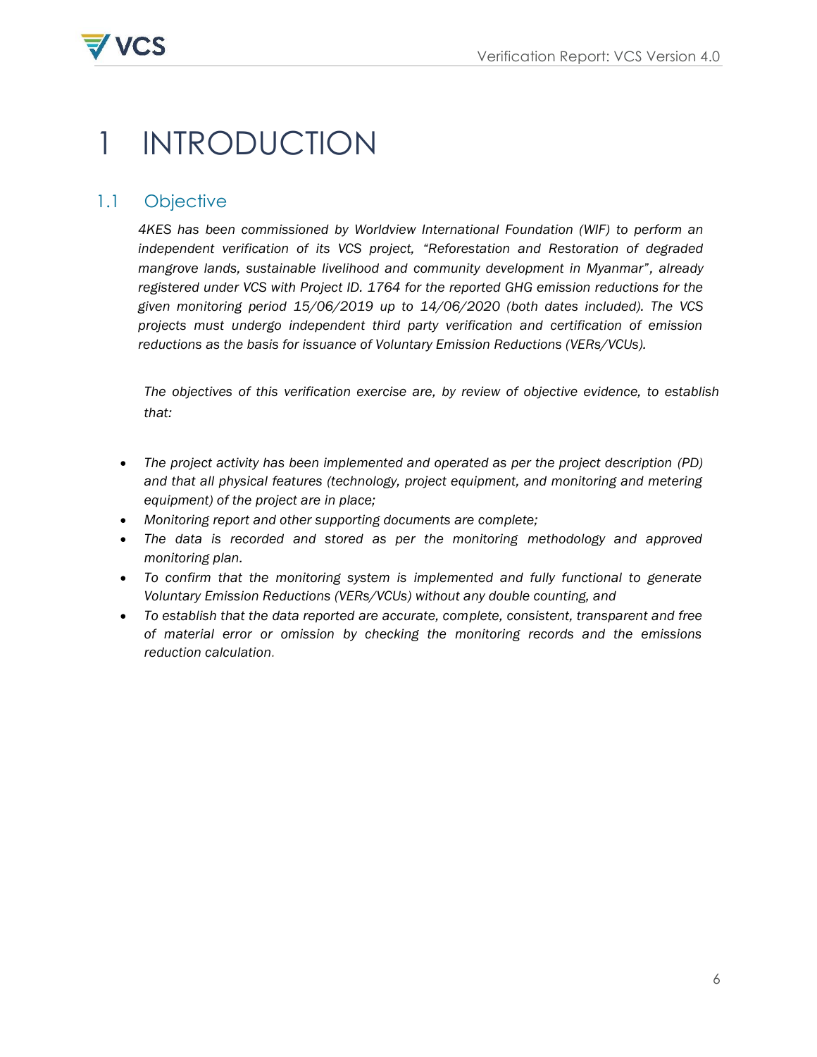# 1 INTRODUCTION

## 1.1 Objective

*4KES has been commissioned by Worldview International Foundation (WIF) to perform an independent verification of its VCS project, "Reforestation and Restoration of degraded mangrove lands, sustainable livelihood and community development in Myanmar", already registered under VCS with Project ID. 1764 for the reported GHG emission reductions for the given monitoring period 15/06/2019 up to 14/06/2020 (both dates included). The VCS projects must undergo independent third party verification and certification of emission reductions as the basis for issuance of Voluntary Emission Reductions (VERs/VCUs).*

*The objectives of this verification exercise are, by review of objective evidence, to establish that:*

- *The project activity has been implemented and operated as per the project description (PD) and that all physical features (technology, project equipment, and monitoring and metering equipment) of the project are in place;*
- *Monitoring report and other supporting documents are complete;*
- *The data is recorded and stored as per the monitoring methodology and approved monitoring plan.*
- *To confirm that the monitoring system is implemented and fully functional to generate Voluntary Emission Reductions (VERs/VCUs) without any double counting, and*
- *To establish that the data reported are accurate, complete, consistent, transparent and free of material error or omission by checking the monitoring records and the emissions reduction calculation.*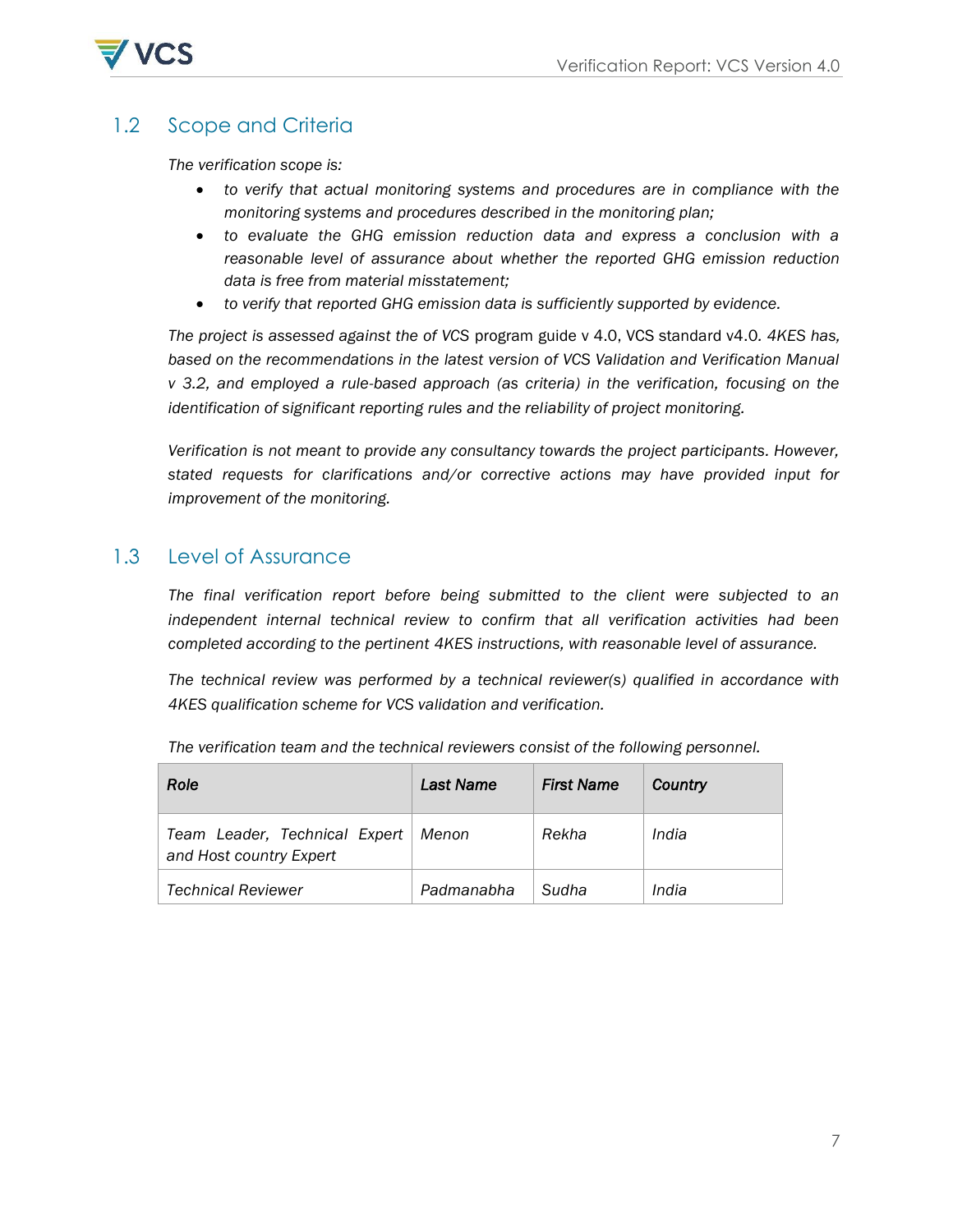## 1.2 Scope and Criteria

*The verification scope is:*

- *to verify that actual monitoring systems and procedures are in compliance with the monitoring systems and procedures described in the monitoring plan;*
- *to evaluate the GHG emission reduction data and express a conclusion with a reasonable level of assurance about whether the reported GHG emission reduction data is free from material misstatement;*
- *to verify that reported GHG emission data is sufficiently supported by evidence.*

*The project is assessed against the of VCS* program guide v 4.0, VCS standard v4.0. *4KES has, based on the recommendations in the latest version of VCS Validation and Verification Manual v 3.2, and employed a rule-based approach (as criteria) in the verification, focusing on the identification of significant reporting rules and the reliability of project monitoring.*

*Verification is not meant to provide any consultancy towards the project participants. However, stated requests for clarifications and/or corrective actions may have provided input for improvement of the monitoring.*

## 1.3 Level of Assurance

*The final verification report before being submitted to the client were subjected to an independent internal technical review to confirm that all verification activities had been completed according to the pertinent 4KES instructions, with reasonable level of assurance.*

*The technical review was performed by a technical reviewer(s) qualified in accordance with 4KES qualification scheme for VCS validation and verification.*

*The verification team and the technical reviewers consist of the following personnel.*

| ***Role*** | ***Last Name*** | ***First Name*** | ***Country*** |
|---|---|---|---|
| *Team Leader, Technical Expert and Host country Expert* | *Menon* | *Rekha* | *India* |
| *Technical Reviewer* | *Padmanabha* | *Sudha* | *India* |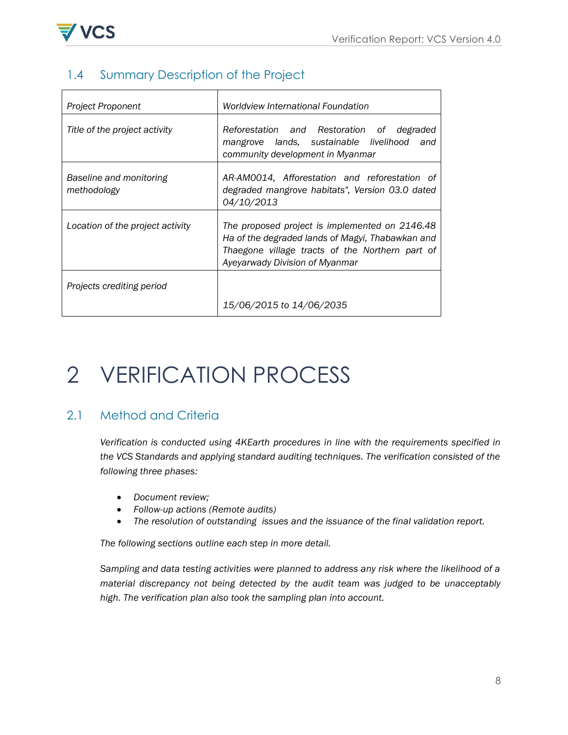## 1.4 Summary Description of the Project

| | |
|---|---|
| *Project Proponent* | *Worldview International Foundation* |
| *Title of the project activity* | *Reforestation and Restoration of degraded mangrove lands, sustainable livelihood and community development in Myanmar* |
| *Baseline and monitoring methodology* | *AR-AM0014, Afforestation and reforestation of degraded mangrove habitats", Version 03.0 dated 04/10/2013* |
| *Location of the project activity* | *The proposed project is implemented on 2146.48 Ha of the degraded lands of Magyi, Thabawkan and Thaegone village tracts of the Northern part of Ayeyarwady Division of Myanmar* |
| *Projects crediting period* | *15/06/2015 to 14/06/2035* |

# 2 VERIFICATION PROCESS

## 2.1 Method and Criteria

*Verification is conducted using 4KEarth procedures in line with the requirements specified in the VCS Standards and applying standard auditing techniques. The verification consisted of the following three phases:*

- *Document review;*
- *Follow-up actions (Remote audits)*
- *The resolution of outstanding issues and the issuance of the final validation report.*

*The following sections outline each step in more detail.*

*Sampling and data testing activities were planned to address any risk where the likelihood of a material discrepancy not being detected by the audit team was judged to be unacceptably high. The verification plan also took the sampling plan into account.*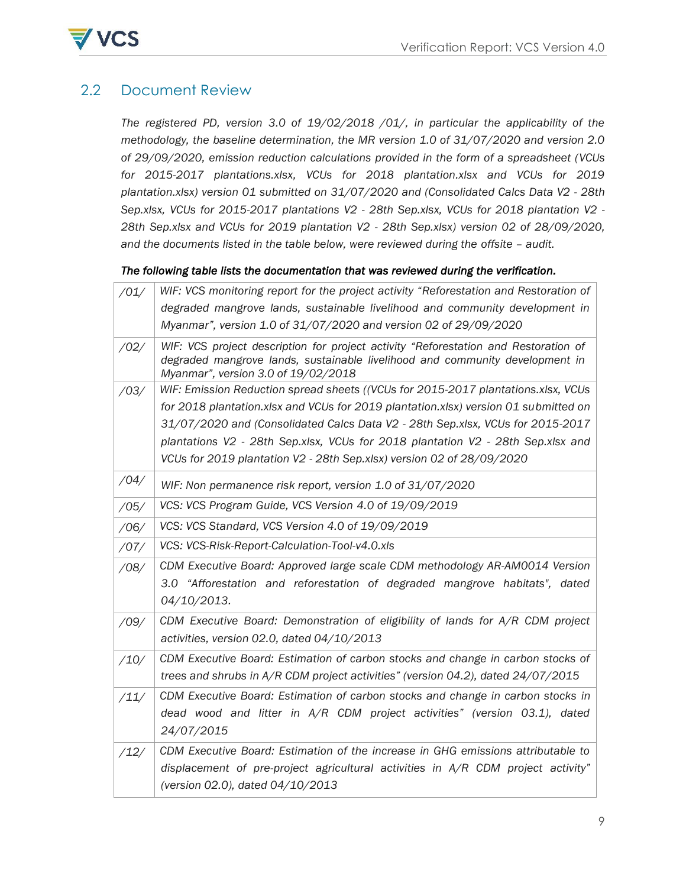## 2.2 Document Review

*The registered PD, version 3.0 of 19/02/2018 /01/, in particular the applicability of the methodology, the baseline determination, the MR version 1.0 of 31/07/2020 and version 2.0 of 29/09/2020, emission reduction calculations provided in the form of a spreadsheet (VCUs for 2015-2017 plantations.xlsx, VCUs for 2018 plantation.xlsx and VCUs for 2019 plantation.xlsx) version 01 submitted on 31/07/2020 and (Consolidated Calcs Data V2 - 28th Sep.xlsx, VCUs for 2015-2017 plantations V2 - 28th Sep.xlsx, VCUs for 2018 plantation V2 - 28th Sep.xlsx and VCUs for 2019 plantation V2 - 28th Sep.xlsx) version 02 of 28/09/2020, and the documents listed in the table below, were reviewed during the offsite – audit.*

***The following table lists the documentation that was reviewed during the verification.***

| | |
|---|---|
| */01/* | *WIF: VCS monitoring report for the project activity "Reforestation and Restoration of degraded mangrove lands, sustainable livelihood and community development in Myanmar", version 1.0 of 31/07/2020 and version 02 of 29/09/2020* |
| */02/* | *WIF: VCS project description for project activity "Reforestation and Restoration of degraded mangrove lands, sustainable livelihood and community development in Myanmar", version 3.0 of 19/02/2018* |
| */03/* | *WIF: Emission Reduction spread sheets ((VCUs for 2015-2017 plantations.xlsx, VCUs for 2018 plantation.xlsx and VCUs for 2019 plantation.xlsx) version 01 submitted on 31/07/2020 and (Consolidated Calcs Data V2 - 28th Sep.xlsx, VCUs for 2015-2017 plantations V2 - 28th Sep.xlsx, VCUs for 2018 plantation V2 - 28th Sep.xlsx and VCUs for 2019 plantation V2 - 28th Sep.xlsx) version 02 of 28/09/2020* |
| */04/* | *WIF: Non permanence risk report, version 1.0 of 31/07/2020* |
| */05/* | *VCS: VCS Program Guide, VCS Version 4.0 of 19/09/2019* |
| */06/* | *VCS: VCS Standard, VCS Version 4.0 of 19/09/2019* |
| */07/* | *VCS: VCS-Risk-Report-Calculation-Tool-v4.0.xls* |
| */08/* | *CDM Executive Board: Approved large scale CDM methodology AR-AM0014 Version 3.0 "Afforestation and reforestation of degraded mangrove habitats", dated 04/10/2013.* |
| */09/* | *CDM Executive Board: Demonstration of eligibility of lands for A/R CDM project activities, version 02.0, dated 04/10/2013* |
| */10/* | *CDM Executive Board: Estimation of carbon stocks and change in carbon stocks of trees and shrubs in A/R CDM project activities" (version 04.2), dated 24/07/2015* |
| */11/* | *CDM Executive Board: Estimation of carbon stocks and change in carbon stocks in dead wood and litter in A/R CDM project activities" (version 03.1), dated 24/07/2015* |
| */12/* | *CDM Executive Board: Estimation of the increase in GHG emissions attributable to displacement of pre-project agricultural activities in A/R CDM project activity" (version 02.0), dated 04/10/2013* |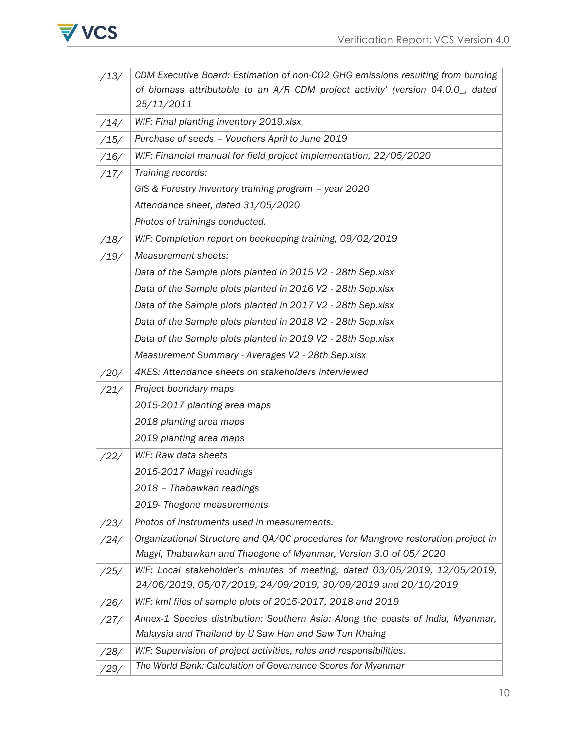| /13/ | *CDM Executive Board: Estimation of non-CO2 GHG emissions resulting from burning of biomass attributable to an A/R CDM project activity' (version 04.0.0_, dated 25/11/2011* |
|---|---|
| /14/ | *WIF: Final planting inventory 2019.xlsx* |
| /15/ | *Purchase of seeds – Vouchers April to June 2019* |
| /16/ | *WIF: Financial manual for field project implementation, 22/05/2020* |
| /17/ | *Training records:*<br>*GIS & Forestry inventory training program – year 2020*<br>*Attendance sheet, dated 31/05/2020*<br>*Photos of trainings conducted.* |
| /18/ | *WIF: Completion report on beekeeping training, 09/02/2019* |
| /19/ | *Measurement sheets:*<br>*Data of the Sample plots planted in 2015 V2 - 28th Sep.xlsx*<br>*Data of the Sample plots planted in 2016 V2 - 28th Sep.xlsx*<br>*Data of the Sample plots planted in 2017 V2 - 28th Sep.xlsx*<br>*Data of the Sample plots planted in 2018 V2 - 28th Sep.xlsx*<br>*Data of the Sample plots planted in 2019 V2 - 28th Sep.xlsx*<br>*Measurement Summary - Averages V2 - 28th Sep.xlsx* |
| /20/ | *4KES: Attendance sheets on stakeholders interviewed* |
| /21/ | *Project boundary maps*<br>*2015-2017 planting area maps*<br>*2018 planting area maps*<br>*2019 planting area maps* |
| /22/ | *WIF: Raw data sheets*<br>*2015-2017 Magyi readings*<br>*2018 – Thabawkan readings*<br>*2019- Thegone measurements* |
| /23/ | *Photos of instruments used in measurements.* |
| /24/ | *Organizational Structure and QA/QC procedures for Mangrove restoration project in Magyi, Thabawkan and Thaegone of Myanmar, Version 3.0 of 05/ 2020* |
| /25/ | *WIF: Local stakeholder's minutes of meeting, dated 03/05/2019, 12/05/2019, 24/06/2019, 05/07/2019, 24/09/2019, 30/09/2019 and 20/10/2019* |
| /26/ | *WIF: kml files of sample plots of 2015-2017, 2018 and 2019* |
| /27/ | *Annex-1 Species distribution: Southern Asia: Along the coasts of India, Myanmar, Malaysia and Thailand by U Saw Han and Saw Tun Khaing* |
| /28/ | *WIF: Supervision of project activities, roles and responsibilities.* |
| /29/ | *The World Bank: Calculation of Governance Scores for Myanmar* |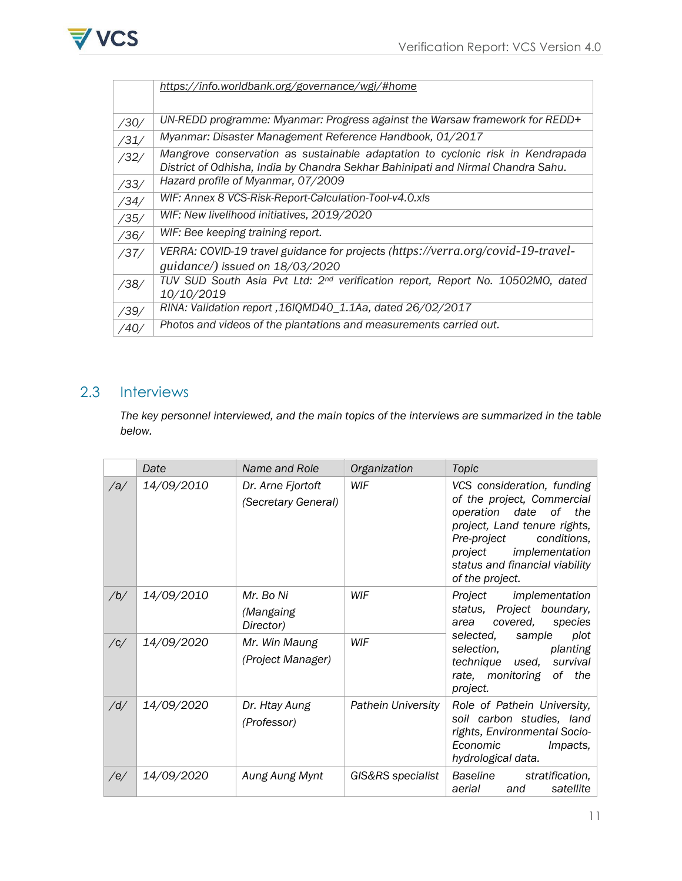| | |
|---|---|
| | https://info.worldbank.org/governance/wgi/#home |
| /30/ | UN-REDD programme: Myanmar: Progress against the Warsaw framework for REDD+ |
| /31/ | Myanmar: Disaster Management Reference Handbook, 01/2017 |
| /32/ | Mangrove conservation as sustainable adaptation to cyclonic risk in Kendrapada District of Odhisha, India by Chandra Sekhar Bahinipati and Nirmal Chandra Sahu. |
| /33/ | Hazard profile of Myanmar, 07/2009 |
| /34/ | WIF: Annex 8 VCS-Risk-Report-Calculation-Tool-v4.0.xls |
| /35/ | WIF: New livelihood initiatives, 2019/2020 |
| /36/ | WIF: Bee keeping training report. |
| /37/ | VERRA: COVID-19 travel guidance for projects (https://verra.org/covid-19-travel-guidance/) issued on 18/03/2020 |
| /38/ | TUV SUD South Asia Pvt Ltd: 2nd verification report, Report No. 10502MO, dated 10/10/2019 |
| /39/ | RINA: Validation report ,16IQMD40_1.1Aa, dated 26/02/2017 |
| /40/ | Photos and videos of the plantations and measurements carried out. |

## 2.3 Interviews

*The key personnel interviewed, and the main topics of the interviews are summarized in the table below.*

| | Date | Name and Role | Organization | Topic |
|---|---|---|---|---|
| /a/ | 14/09/2010 | Dr. Arne Fjortoft (Secretary General) | WIF | VCS consideration, funding of the project, Commercial operation date of the project, Land tenure rights, Pre-project conditions, project implementation status and financial viability of the project. |
| /b/ | 14/09/2010 | Mr. Bo Ni (Mangaing Director) | WIF | Project implementation status, Project boundary, area covered, species selected, sample plot selection, planting technique used, survival rate, monitoring of the project. |
| /c/ | 14/09/2020 | Mr. Win Maung (Project Manager) | WIF | |
| /d/ | 14/09/2020 | Dr. Htay Aung (Professor) | Pathein University | Role of Pathein University, soil carbon studies, land rights, Environmental Socio-Economic Impacts, hydrological data. |
| /e/ | 14/09/2020 | Aung Aung Mynt | GIS&RS specialist | Baseline stratification, aerial and satellite |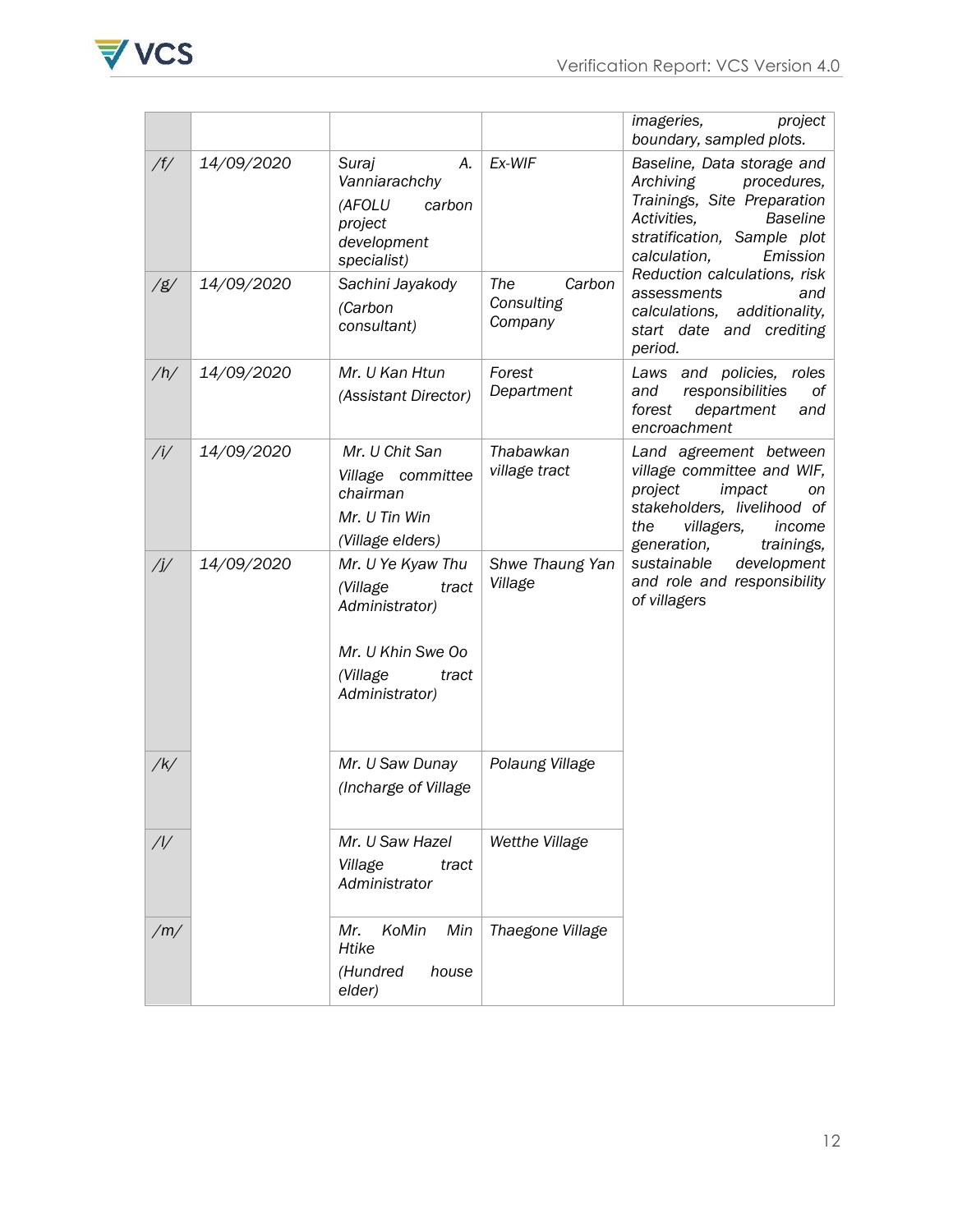| | | | | |
|---|---|---|---|---|
| | | | | *imageries, project boundary, sampled plots.* |
| */f/* | *14/09/2020* | *Suraj A. Vanniarachchy (AFOLU carbon project development specialist)* | *Ex-WIF* | *Baseline, Data storage and Archiving procedures, Trainings, Site Preparation Activities, Baseline stratification, Sample plot calculation, Emission Reduction calculations, risk assessments and calculations, additionality, start date and crediting period.* |
| */g/* | *14/09/2020* | *Sachini Jayakody (Carbon consultant)* | *The Carbon Consulting Company* | |
| */h/* | *14/09/2020* | *Mr. U Kan Htun (Assistant Director)* | *Forest Department* | *Laws and policies, roles and responsibilities of forest department and encroachment* |
| */i/* | *14/09/2020* | *Mr. U Chit San Village committee chairman Mr. U Tin Win (Village elders)* | *Thabawkan village tract* | *Land agreement between village committee and WIF, project impact on stakeholders, livelihood of the villagers, income generation, trainings, sustainable development and role and responsibility of villagers* |
| */j/* | *14/09/2020* | *Mr. U Ye Kyaw Thu (Village tract Administrator) Mr. U Khin Swe Oo (Village tract Administrator)* | *Shwe Thaung Yan Village* | |
| */k/* | | *Mr. U Saw Dunay (Incharge of Village* | *Polaung Village* | |
| */l/* | | *Mr. U Saw Hazel Village tract Administrator* | *Wetthe Village* | |
| */m/* | | *Mr. KoMin Min Htike (Hundred house elder)* | *Thaegone Village* | |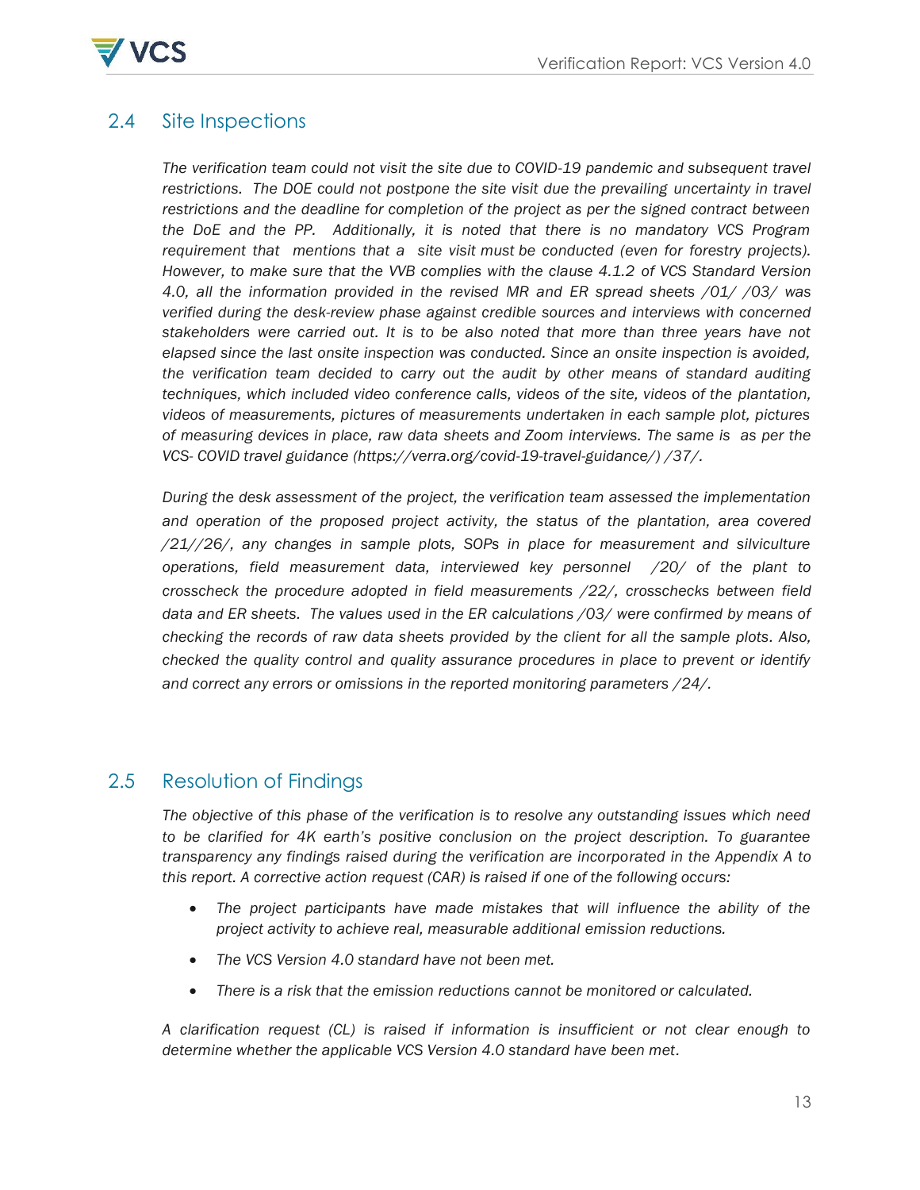## 2.4 Site Inspections

*The verification team could not visit the site due to COVID-19 pandemic and subsequent travel restrictions. The DOE could not postpone the site visit due the prevailing uncertainty in travel restrictions and the deadline for completion of the project as per the signed contract between the DoE and the PP. Additionally, it is noted that there is no mandatory VCS Program requirement that mentions that a site visit must be conducted (even for forestry projects). However, to make sure that the VVB complies with the clause 4.1.2 of VCS Standard Version 4.0, all the information provided in the revised MR and ER spread sheets /01/ /03/ was verified during the desk-review phase against credible sources and interviews with concerned stakeholders were carried out. It is to be also noted that more than three years have not elapsed since the last onsite inspection was conducted. Since an onsite inspection is avoided, the verification team decided to carry out the audit by other means of standard auditing techniques, which included video conference calls, videos of the site, videos of the plantation, videos of measurements, pictures of measurements undertaken in each sample plot, pictures of measuring devices in place, raw data sheets and Zoom interviews. The same is as per the VCS- COVID travel guidance (https://verra.org/covid-19-travel-guidance/) /37/.*

*During the desk assessment of the project, the verification team assessed the implementation and operation of the proposed project activity, the status of the plantation, area covered /21//26/, any changes in sample plots, SOPs in place for measurement and silviculture operations, field measurement data, interviewed key personnel /20/ of the plant to crosscheck the procedure adopted in field measurements /22/, crosschecks between field data and ER sheets. The values used in the ER calculations /03/ were confirmed by means of checking the records of raw data sheets provided by the client for all the sample plots. Also, checked the quality control and quality assurance procedures in place to prevent or identify and correct any errors or omissions in the reported monitoring parameters /24/.*

## 2.5 Resolution of Findings

*The objective of this phase of the verification is to resolve any outstanding issues which need to be clarified for 4K earth's positive conclusion on the project description. To guarantee transparency any findings raised during the verification are incorporated in the Appendix A to this report. A corrective action request (CAR) is raised if one of the following occurs:*

- *The project participants have made mistakes that will influence the ability of the project activity to achieve real, measurable additional emission reductions.*
- *The VCS Version 4.0 standard have not been met.*
- *There is a risk that the emission reductions cannot be monitored or calculated.*

*A clarification request (CL) is raised if information is insufficient or not clear enough to determine whether the applicable VCS Version 4.0 standard have been met.*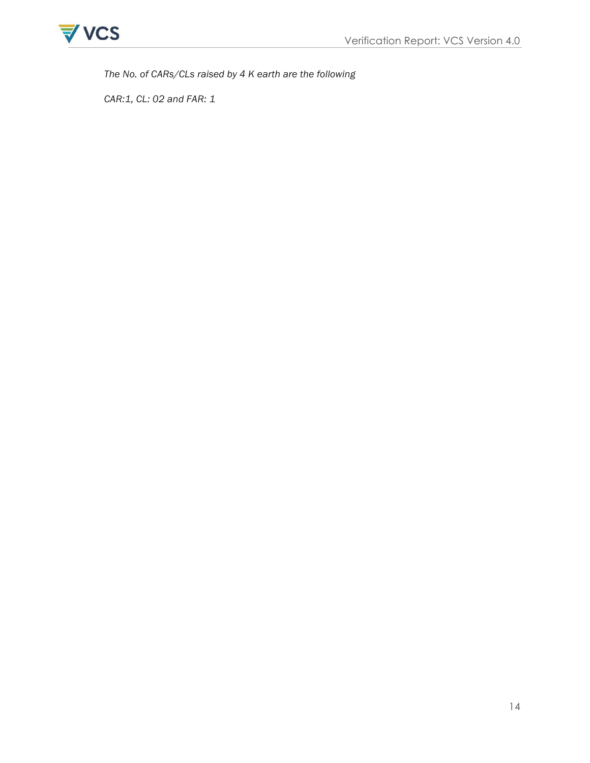*The No. of CARs/CLs raised by 4 K earth are the following*

*CAR:1, CL: 02 and FAR: 1*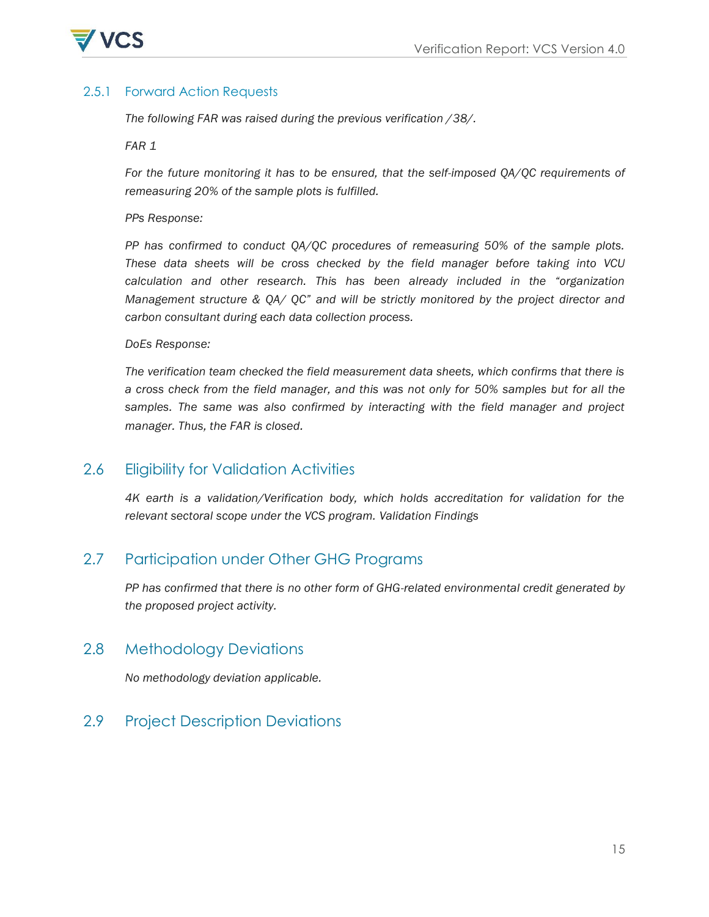### 2.5.1 Forward Action Requests

*The following FAR was raised during the previous verification /38/.*

*FAR 1*

*For the future monitoring it has to be ensured, that the self-imposed QA/QC requirements of remeasuring 20% of the sample plots is fulfilled.*

*PPs Response:*

*PP has confirmed to conduct QA/QC procedures of remeasuring 50% of the sample plots. These data sheets will be cross checked by the field manager before taking into VCU calculation and other research. This has been already included in the "organization Management structure & QA/ QC" and will be strictly monitored by the project director and carbon consultant during each data collection process.*

*DoEs Response:*

*The verification team checked the field measurement data sheets, which confirms that there is a cross check from the field manager, and this was not only for 50% samples but for all the samples. The same was also confirmed by interacting with the field manager and project manager. Thus, the FAR is closed.*

## 2.6 Eligibility for Validation Activities

*4K earth is a validation/Verification body, which holds accreditation for validation for the relevant sectoral scope under the VCS program. Validation Findings*

## 2.7 Participation under Other GHG Programs

*PP has confirmed that there is no other form of GHG-related environmental credit generated by the proposed project activity.*

## 2.8 Methodology Deviations

*No methodology deviation applicable.*

## 2.9 Project Description Deviations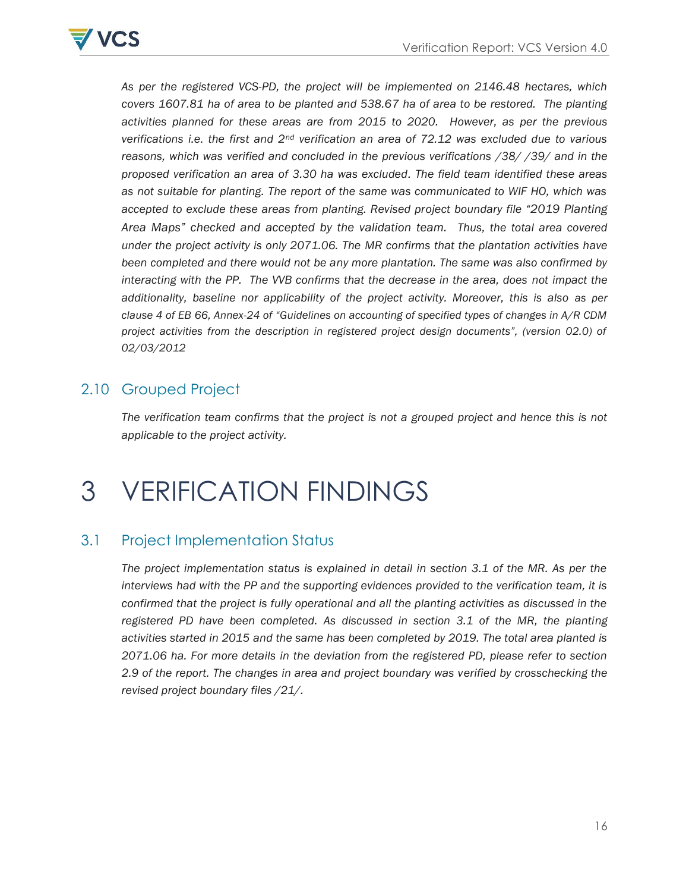*As per the registered VCS-PD, the project will be implemented on 2146.48 hectares, which covers 1607.81 ha of area to be planted and 538.67 ha of area to be restored. The planting activities planned for these areas are from 2015 to 2020. However, as per the previous verifications i.e. the first and 2nd verification an area of 72.12 was excluded due to various reasons, which was verified and concluded in the previous verifications /38/ /39/ and in the proposed verification an area of 3.30 ha was excluded. The field team identified these areas as not suitable for planting. The report of the same was communicated to WIF HO, which was accepted to exclude these areas from planting. Revised project boundary file "2019 Planting Area Maps" checked and accepted by the validation team. Thus, the total area covered under the project activity is only 2071.06. The MR confirms that the plantation activities have been completed and there would not be any more plantation. The same was also confirmed by interacting with the PP. The VVB confirms that the decrease in the area, does not impact the additionality, baseline nor applicability of the project activity. Moreover, this is also as per clause 4 of EB 66, Annex-24 of "Guidelines on accounting of specified types of changes in A/R CDM project activities from the description in registered project design documents", (version 02.0) of 02/03/2012*

## 2.10 Grouped Project

*The verification team confirms that the project is not a grouped project and hence this is not applicable to the project activity.*

# 3 VERIFICATION FINDINGS

## 3.1 Project Implementation Status

*The project implementation status is explained in detail in section 3.1 of the MR. As per the interviews had with the PP and the supporting evidences provided to the verification team, it is confirmed that the project is fully operational and all the planting activities as discussed in the registered PD have been completed. As discussed in section 3.1 of the MR, the planting activities started in 2015 and the same has been completed by 2019. The total area planted is 2071.06 ha. For more details in the deviation from the registered PD, please refer to section 2.9 of the report. The changes in area and project boundary was verified by crosschecking the revised project boundary files /21/.*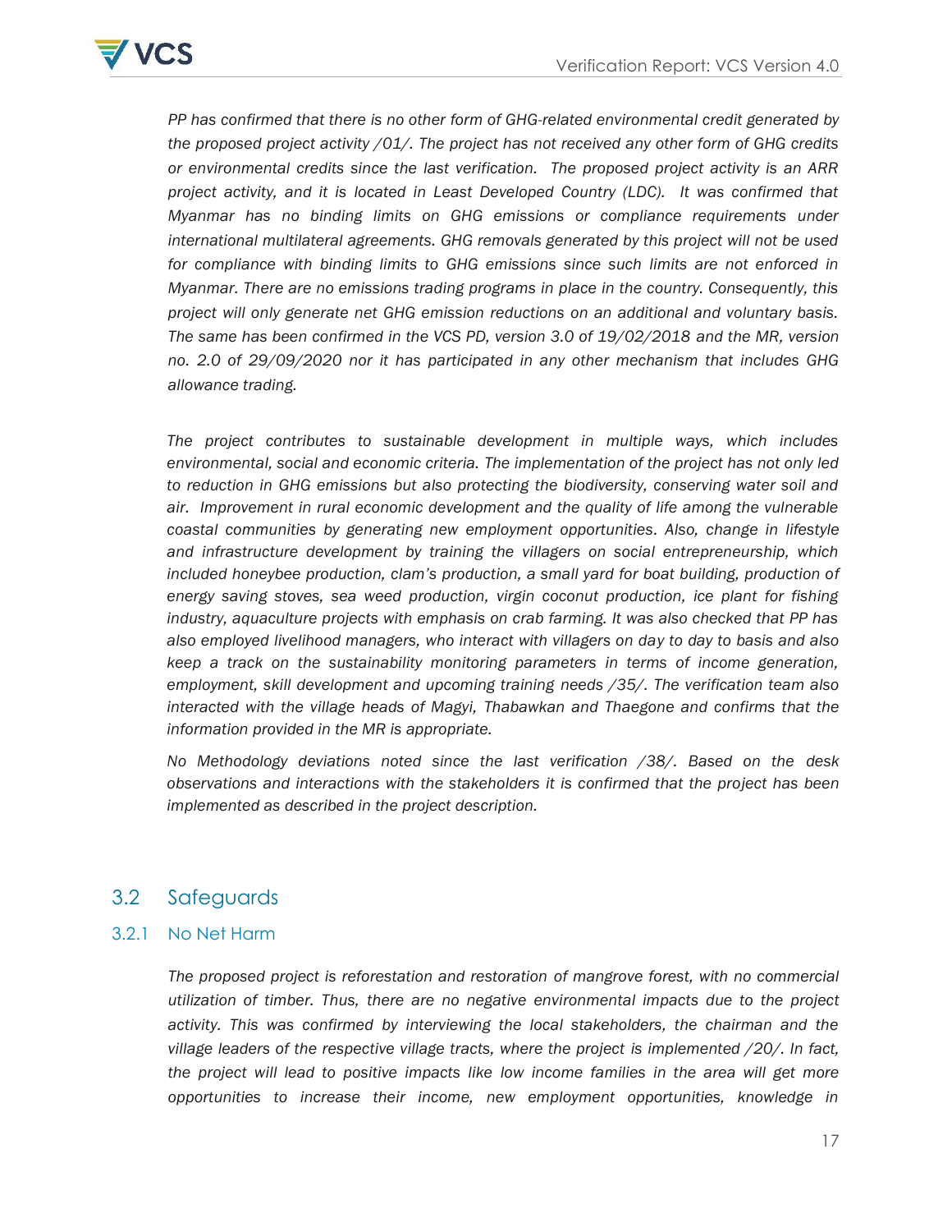*PP has confirmed that there is no other form of GHG-related environmental credit generated by the proposed project activity /01/. The project has not received any other form of GHG credits or environmental credits since the last verification. The proposed project activity is an ARR project activity, and it is located in Least Developed Country (LDC). It was confirmed that Myanmar has no binding limits on GHG emissions or compliance requirements under international multilateral agreements. GHG removals generated by this project will not be used for compliance with binding limits to GHG emissions since such limits are not enforced in Myanmar. There are no emissions trading programs in place in the country. Consequently, this project will only generate net GHG emission reductions on an additional and voluntary basis. The same has been confirmed in the VCS PD, version 3.0 of 19/02/2018 and the MR, version no. 2.0 of 29/09/2020 nor it has participated in any other mechanism that includes GHG allowance trading.*

*The project contributes to sustainable development in multiple ways, which includes environmental, social and economic criteria. The implementation of the project has not only led to reduction in GHG emissions but also protecting the biodiversity, conserving water soil and air. Improvement in rural economic development and the quality of life among the vulnerable coastal communities by generating new employment opportunities. Also, change in lifestyle and infrastructure development by training the villagers on social entrepreneurship, which included honeybee production, clam's production, a small yard for boat building, production of energy saving stoves, sea weed production, virgin coconut production, ice plant for fishing industry, aquaculture projects with emphasis on crab farming. It was also checked that PP has also employed livelihood managers, who interact with villagers on day to day to basis and also keep a track on the sustainability monitoring parameters in terms of income generation, employment, skill development and upcoming training needs /35/. The verification team also interacted with the village heads of Magyi, Thabawkan and Thaegone and confirms that the information provided in the MR is appropriate.*

*No Methodology deviations noted since the last verification /38/. Based on the desk observations and interactions with the stakeholders it is confirmed that the project has been implemented as described in the project description.*

## 3.2 Safeguards

### 3.2.1 No Net Harm

*The proposed project is reforestation and restoration of mangrove forest, with no commercial utilization of timber. Thus, there are no negative environmental impacts due to the project activity. This was confirmed by interviewing the local stakeholders, the chairman and the village leaders of the respective village tracts, where the project is implemented /20/. In fact, the project will lead to positive impacts like low income families in the area will get more opportunities to increase their income, new employment opportunities, knowledge in*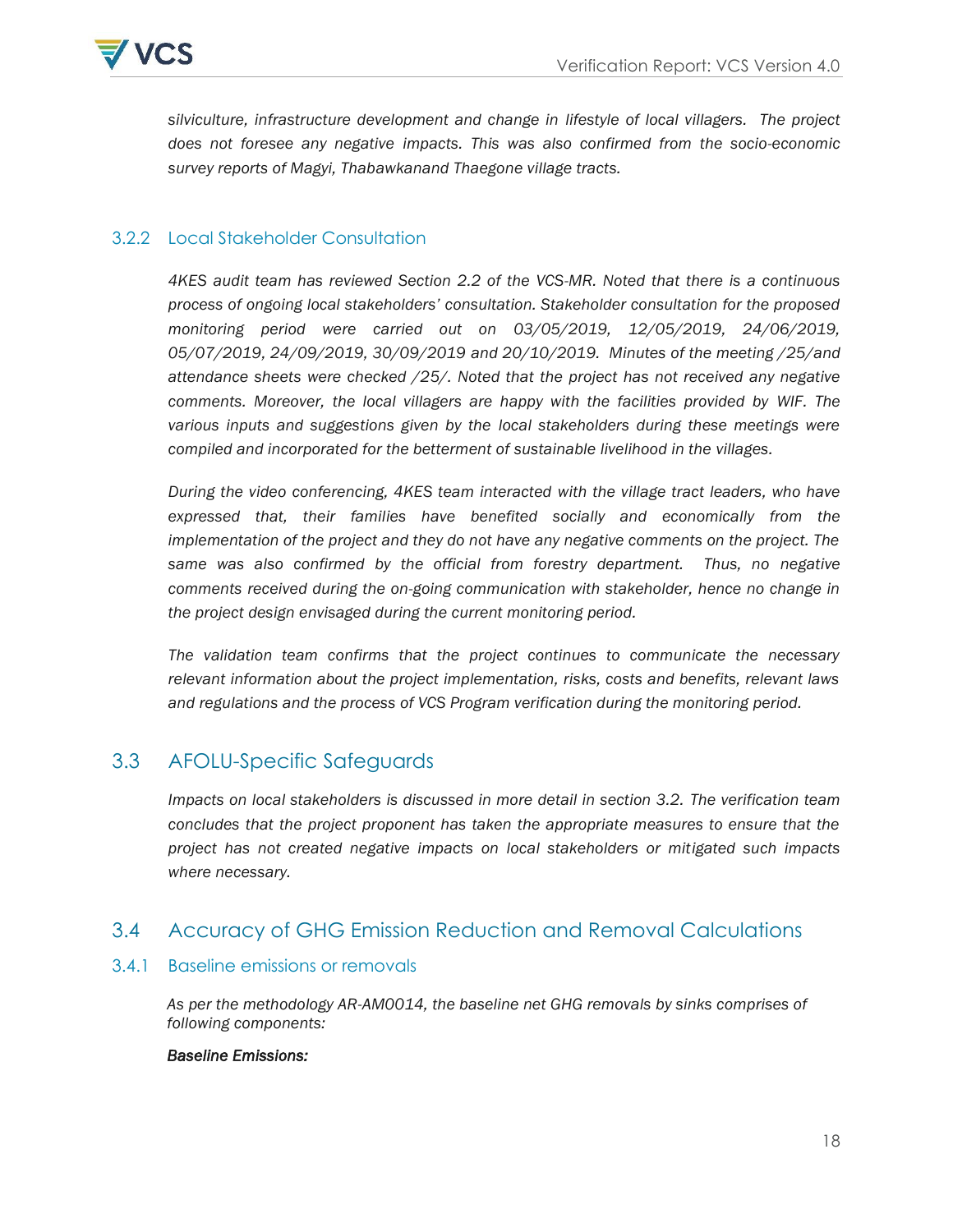*silviculture, infrastructure development and change in lifestyle of local villagers. The project does not foresee any negative impacts. This was also confirmed from the socio-economic survey reports of Magyi, Thabawkanand Thaegone village tracts.*

### 3.2.2 Local Stakeholder Consultation

*4KES audit team has reviewed Section 2.2 of the VCS-MR. Noted that there is a continuous process of ongoing local stakeholders' consultation. Stakeholder consultation for the proposed monitoring period were carried out on 03/05/2019, 12/05/2019, 24/06/2019, 05/07/2019, 24/09/2019, 30/09/2019 and 20/10/2019. Minutes of the meeting /25/and attendance sheets were checked /25/. Noted that the project has not received any negative comments. Moreover, the local villagers are happy with the facilities provided by WIF. The various inputs and suggestions given by the local stakeholders during these meetings were compiled and incorporated for the betterment of sustainable livelihood in the villages.*

*During the video conferencing, 4KES team interacted with the village tract leaders, who have expressed that, their families have benefited socially and economically from the implementation of the project and they do not have any negative comments on the project. The same was also confirmed by the official from forestry department. Thus, no negative comments received during the on-going communication with stakeholder, hence no change in the project design envisaged during the current monitoring period.*

*The validation team confirms that the project continues to communicate the necessary relevant information about the project implementation, risks, costs and benefits, relevant laws and regulations and the process of VCS Program verification during the monitoring period.*

## 3.3 AFOLU-Specific Safeguards

*Impacts on local stakeholders is discussed in more detail in section 3.2. The verification team concludes that the project proponent has taken the appropriate measures to ensure that the project has not created negative impacts on local stakeholders or mitigated such impacts where necessary.*

## 3.4 Accuracy of GHG Emission Reduction and Removal Calculations

### 3.4.1 Baseline emissions or removals

*As per the methodology AR-AM0014, the baseline net GHG removals by sinks comprises of following components:*

***Baseline Emissions:***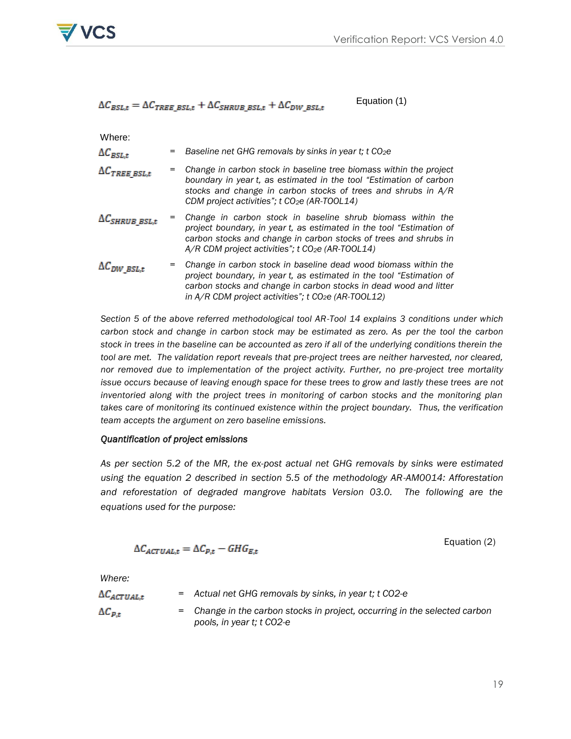$$\Delta C_{BSL,t} = \Delta C_{TREE\_BSL,t} + \Delta C_{SHRUB\_BSL,t} + \Delta C_{DW\_BSL,t} \quad \text{Equation (1)}$$

Where:

| | | |
|---|---|---|
| $\Delta C_{BSL,t}$ | = | *Baseline net GHG removals by sinks in year t; t $CO_2$e* |
| $\Delta C_{TREE\_BSL,t}$ | = | *Change in carbon stock in baseline tree biomass within the project boundary in year t, as estimated in the tool "Estimation of carbon stocks and change in carbon stocks of trees and shrubs in A/R CDM project activities"; t $CO_2$e (AR-TOOL14)* |
| $\Delta C_{SHRUB\_BSL,t}$ | = | *Change in carbon stock in baseline shrub biomass within the project boundary, in year t, as estimated in the tool "Estimation of carbon stocks and change in carbon stocks of trees and shrubs in A/R CDM project activities"; t $CO_2$e (AR-TOOL14)* |
| $\Delta C_{DW\_BSL,t}$ | = | *Change in carbon stock in baseline dead wood biomass within the project boundary, in year t, as estimated in the tool "Estimation of carbon stocks and change in carbon stocks in dead wood and litter in A/R CDM project activities"; t $CO_2$e (AR-TOOL12)* |

*Section 5 of the above referred methodological tool AR-Tool 14 explains 3 conditions under which carbon stock and change in carbon stock may be estimated as zero. As per the tool the carbon stock in trees in the baseline can be accounted as zero if all of the underlying conditions therein the tool are met. The validation report reveals that pre-project trees are neither harvested, nor cleared, nor removed due to implementation of the project activity. Further, no pre-project tree mortality issue occurs because of leaving enough space for these trees to grow and lastly these trees are not inventoried along with the project trees in monitoring of carbon stocks and the monitoring plan takes care of monitoring its continued existence within the project boundary. Thus, the verification team accepts the argument on zero baseline emissions.*

***Quantification of project emissions***

*As per section 5.2 of the MR, the ex-post actual net GHG removals by sinks were estimated using the equation 2 described in section 5.5 of the methodology AR-AM0014: Afforestation and reforestation of degraded mangrove habitats Version 03.0. The following are the equations used for the purpose:*

$$\Delta C_{ACTUAL,t} = \Delta C_{P,t} - GHG_{E,t} \quad \text{Equation (2)}$$

*Where:*

| | | |
|---|---|---|
| $\Delta C_{ACTUAL,t}$ | = | *Actual net GHG removals by sinks, in year t; t CO2-e* |
| $\Delta C_{P,t}$ | = | *Change in the carbon stocks in project, occurring in the selected carbon pools, in year t; t CO2-e* |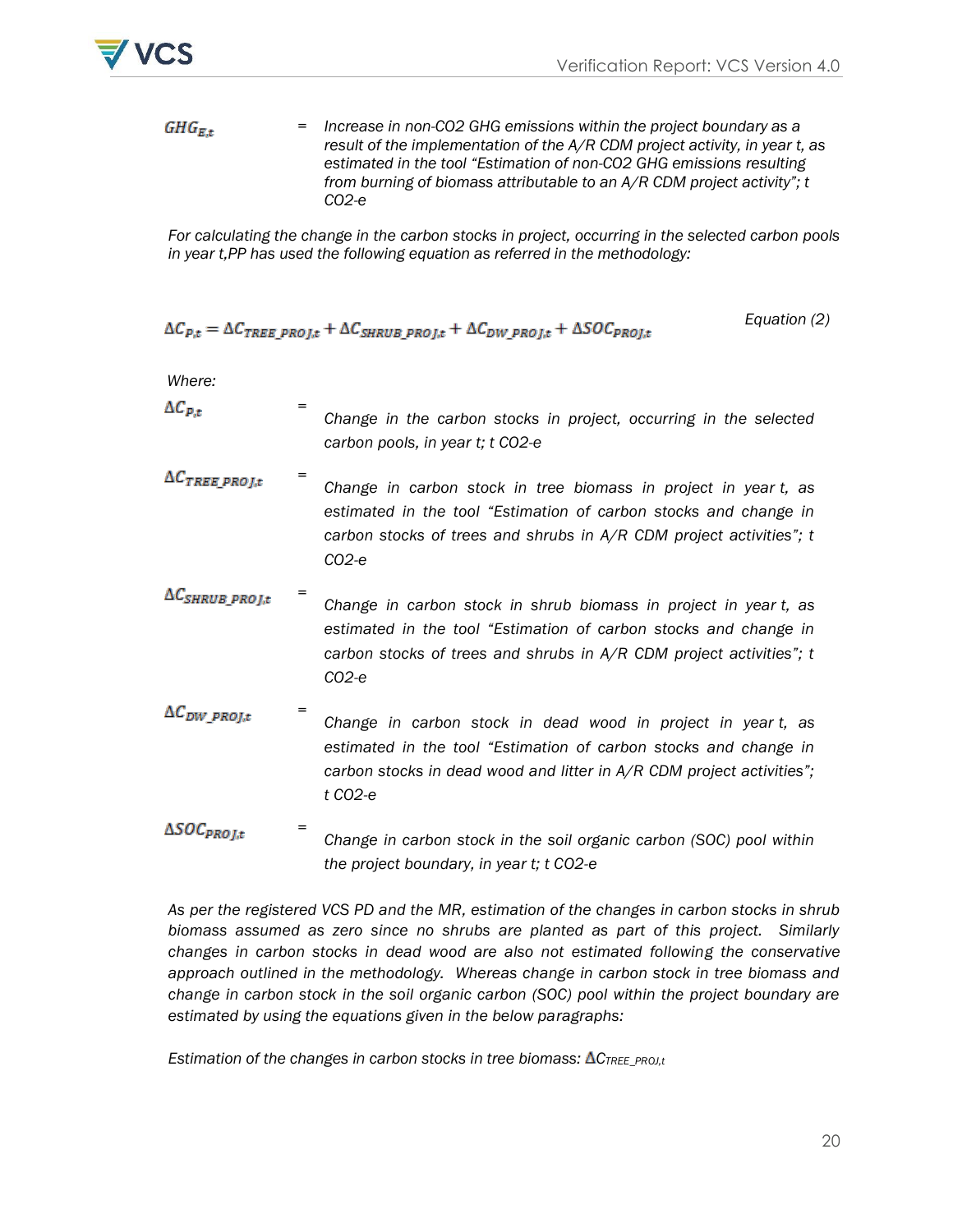$GHG_{E,t}$ = *Increase in non-CO2 GHG emissions within the project boundary as a result of the implementation of the A/R CDM project activity, in year t, as estimated in the tool "Estimation of non-CO2 GHG emissions resulting from burning of biomass attributable to an A/R CDM project activity"; t CO2-e*

*For calculating the change in the carbon stocks in project, occurring in the selected carbon pools in year t,PP has used the following equation as referred in the methodology:*

$$\Delta C_{P,t} = \Delta C_{TREE\_PROJ,t} + \Delta C_{SHRUB\_PROJ,t} + \Delta C_{DW\_PROJ,t} + \Delta SOC_{PROJ,t} \quad \text{Equation (2)}$$

*Where:*

$\Delta C_{P,t}$ = *Change in the carbon stocks in project, occurring in the selected carbon pools, in year t; t CO2-e*

$\Delta C_{TREE\_PROJ,t}$ = *Change in carbon stock in tree biomass in project in year t, as estimated in the tool "Estimation of carbon stocks and change in carbon stocks of trees and shrubs in A/R CDM project activities"; t CO2-e*

$\Delta C_{SHRUB\_PROJ,t}$ = *Change in carbon stock in shrub biomass in project in year t, as estimated in the tool "Estimation of carbon stocks and change in carbon stocks of trees and shrubs in A/R CDM project activities"; t CO2-e*

$\Delta C_{DW\_PROJ,t}$ = *Change in carbon stock in dead wood in project in year t, as estimated in the tool "Estimation of carbon stocks and change in carbon stocks in dead wood and litter in A/R CDM project activities"; t CO2-e*

$\Delta SOC_{PROJ,t}$ = *Change in carbon stock in the soil organic carbon (SOC) pool within the project boundary, in year t; t CO2-e*

*As per the registered VCS PD and the MR, estimation of the changes in carbon stocks in shrub biomass assumed as zero since no shrubs are planted as part of this project. Similarly changes in carbon stocks in dead wood are also not estimated following the conservative approach outlined in the methodology. Whereas change in carbon stock in tree biomass and change in carbon stock in the soil organic carbon (SOC) pool within the project boundary are estimated by using the equations given in the below paragraphs:*

*Estimation of the changes in carbon stocks in tree biomass:* $\Delta C_{TREE\_PROJ,t}$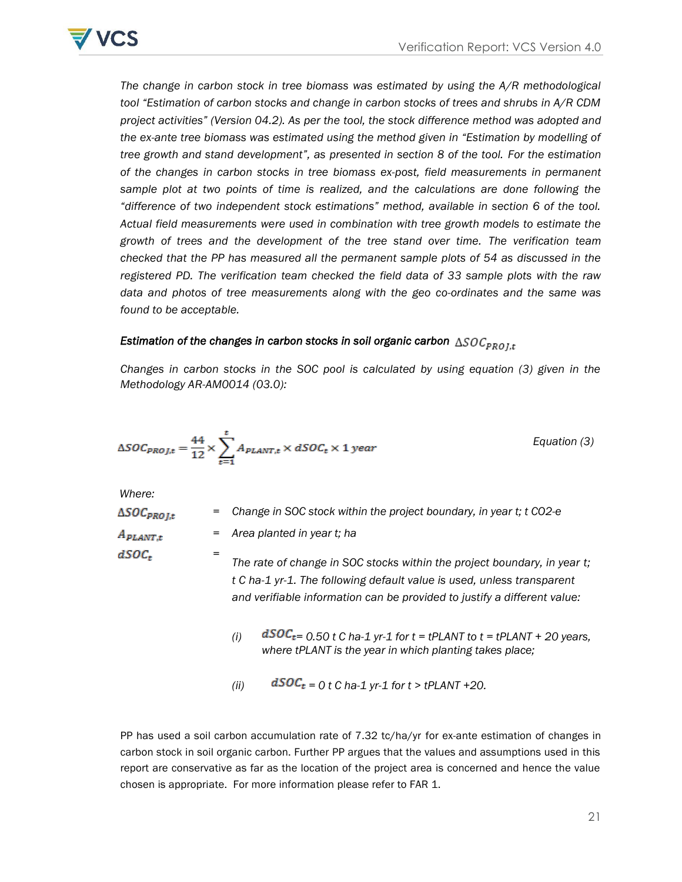*The change in carbon stock in tree biomass was estimated by using the A/R methodological tool "Estimation of carbon stocks and change in carbon stocks of trees and shrubs in A/R CDM project activities" (Version 04.2). As per the tool, the stock difference method was adopted and the ex-ante tree biomass was estimated using the method given in "Estimation by modelling of tree growth and stand development", as presented in section 8 of the tool. For the estimation of the changes in carbon stocks in tree biomass ex-post, field measurements in permanent sample plot at two points of time is realized, and the calculations are done following the "difference of two independent stock estimations" method, available in section 6 of the tool. Actual field measurements were used in combination with tree growth models to estimate the growth of trees and the development of the tree stand over time. The verification team checked that the PP has measured all the permanent sample plots of 54 as discussed in the registered PD. The verification team checked the field data of 33 sample plots with the raw data and photos of tree measurements along with the geo co-ordinates and the same was found to be acceptable.*

***Estimation of the changes in carbon stocks in soil organic carbon*** $\Delta SOC_{PROJ,t}$

*Changes in carbon stocks in the SOC pool is calculated by using equation (3) given in the Methodology AR-AM0014 (03.0):*

$$\Delta SOC_{PROJ,t} = \frac{44}{12} \times \sum_{t=1}^{t} A_{PLANT,t} \times dSOC_t \times 1\ year \qquad \text{Equation (3)}$$

*Where:*

| | | |
|---|---|---|
| $\Delta SOC_{PROJ,t}$ | = | *Change in SOC stock within the project boundary, in year t; t CO2-e* |
| $A_{PLANT,t}$ | = | *Area planted in year t; ha* |
| $dSOC_t$ | = | *The rate of change in SOC stocks within the project boundary, in year t; t C ha-1 yr-1. The following default value is used, unless transparent and verifiable information can be provided to justify a different value:* |

*(i)* $dSOC_t$*= 0.50 t C ha-1 yr-1 for t = tPLANT to t = tPLANT + 20 years, where tPLANT is the year in which planting takes place;*

*(ii)* $dSOC_t$ *= 0 t C ha-1 yr-1 for t > tPLANT +20.*

PP has used a soil carbon accumulation rate of 7.32 tc/ha/yr for ex-ante estimation of changes in carbon stock in soil organic carbon. Further PP argues that the values and assumptions used in this report are conservative as far as the location of the project area is concerned and hence the value chosen is appropriate. For more information please refer to FAR 1.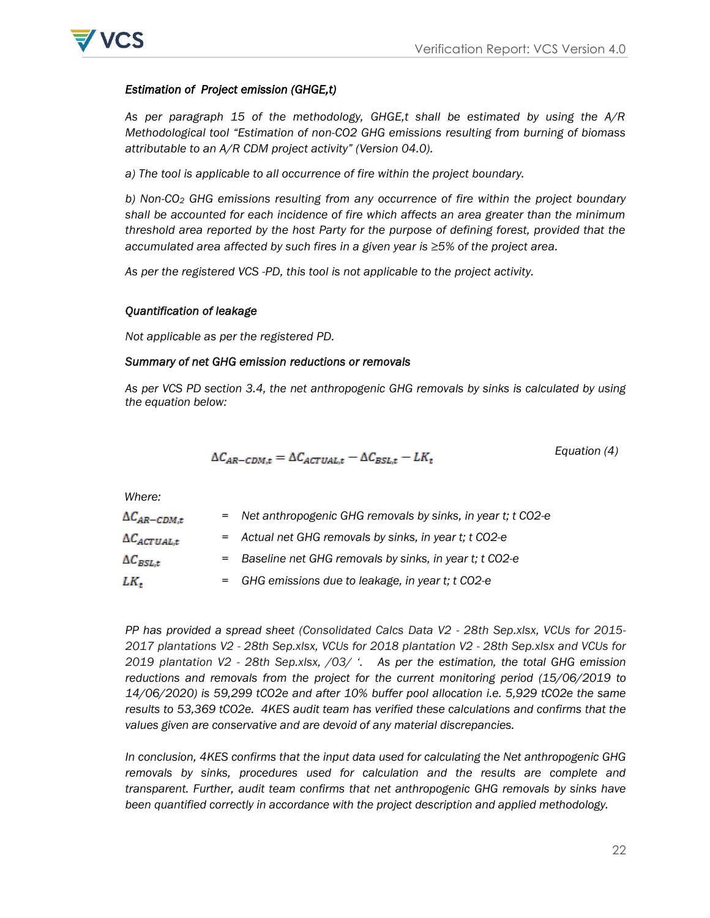*Estimation of Project emission (GHGE,t)*

*As per paragraph 15 of the methodology, GHGE,t shall be estimated by using the A/R Methodological tool "Estimation of non-CO2 GHG emissions resulting from burning of biomass attributable to an A/R CDM project activity" (Version 04.0).*

*a) The tool is applicable to all occurrence of fire within the project boundary.*

*b) Non-$CO_2$ GHG emissions resulting from any occurrence of fire within the project boundary shall be accounted for each incidence of fire which affects an area greater than the minimum threshold area reported by the host Party for the purpose of defining forest, provided that the accumulated area affected by such fires in a given year is ≥5% of the project area.*

*As per the registered VCS -PD, this tool is not applicable to the project activity.*

*Quantification of leakage*

*Not applicable as per the registered PD.*

*Summary of net GHG emission reductions or removals*

*As per VCS PD section 3.4, the net anthropogenic GHG removals by sinks is calculated by using the equation below:*

$$\Delta C_{AR-CDM,t} = \Delta C_{ACTUAL,t} - \Delta C_{BSL,t} - LK_t \qquad \text{Equation (4)}$$

*Where:*

| | | |
|---|---|---|
| $\Delta C_{AR-CDM,t}$ | = | *Net anthropogenic GHG removals by sinks, in year t; t CO2-e* |
| $\Delta C_{ACTUAL,t}$ | = | *Actual net GHG removals by sinks, in year t; t CO2-e* |
| $\Delta C_{BSL,t}$ | = | *Baseline net GHG removals by sinks, in year t; t CO2-e* |
| $LK_t$ | = | *GHG emissions due to leakage, in year t; t CO2-e* |

*PP has provided a spread sheet (Consolidated Calcs Data V2 - 28th Sep.xlsx, VCUs for 2015-2017 plantations V2 - 28th Sep.xlsx, VCUs for 2018 plantation V2 - 28th Sep.xlsx and VCUs for 2019 plantation V2 - 28th Sep.xlsx, /03/ '. As per the estimation, the total GHG emission reductions and removals from the project for the current monitoring period (15/06/2019 to 14/06/2020) is 59,299 tCO2e and after 10% buffer pool allocation i.e. 5,929 tCO2e the same results to 53,369 tCO2e. 4KES audit team has verified these calculations and confirms that the values given are conservative and are devoid of any material discrepancies.*

*In conclusion, 4KES confirms that the input data used for calculating the Net anthropogenic GHG removals by sinks, procedures used for calculation and the results are complete and transparent. Further, audit team confirms that net anthropogenic GHG removals by sinks have been quantified correctly in accordance with the project description and applied methodology.*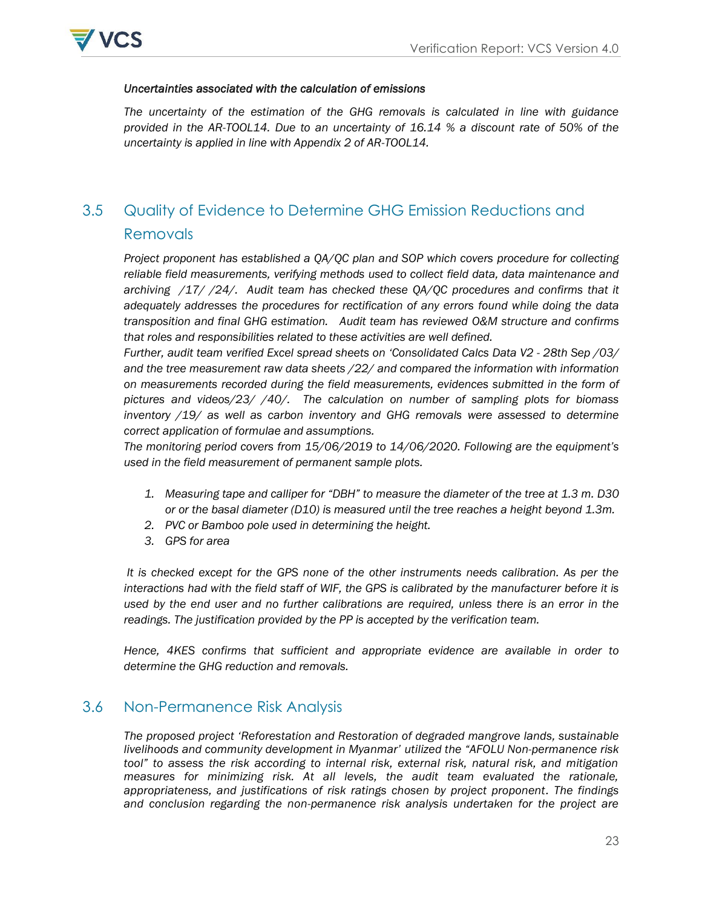*Uncertainties associated with the calculation of emissions*

*The uncertainty of the estimation of the GHG removals is calculated in line with guidance provided in the AR-TOOL14. Due to an uncertainty of 16.14 % a discount rate of 50% of the uncertainty is applied in line with Appendix 2 of AR-TOOL14.*

## 3.5 Quality of Evidence to Determine GHG Emission Reductions and Removals

*Project proponent has established a QA/QC plan and SOP which covers procedure for collecting reliable field measurements, verifying methods used to collect field data, data maintenance and archiving /17/ /24/. Audit team has checked these QA/QC procedures and confirms that it adequately addresses the procedures for rectification of any errors found while doing the data transposition and final GHG estimation. Audit team has reviewed O&M structure and confirms that roles and responsibilities related to these activities are well defined.*

*Further, audit team verified Excel spread sheets on 'Consolidated Calcs Data V2 - 28th Sep /03/ and the tree measurement raw data sheets /22/ and compared the information with information on measurements recorded during the field measurements, evidences submitted in the form of pictures and videos/23/ /40/. The calculation on number of sampling plots for biomass inventory /19/ as well as carbon inventory and GHG removals were assessed to determine correct application of formulae and assumptions.*

*The monitoring period covers from 15/06/2019 to 14/06/2020. Following are the equipment's used in the field measurement of permanent sample plots.*

1. *Measuring tape and calliper for "DBH" to measure the diameter of the tree at 1.3 m. D30 or or the basal diameter (D10) is measured until the tree reaches a height beyond 1.3m.*
2. *PVC or Bamboo pole used in determining the height.*
3. *GPS for area*

*It is checked except for the GPS none of the other instruments needs calibration. As per the interactions had with the field staff of WIF, the GPS is calibrated by the manufacturer before it is used by the end user and no further calibrations are required, unless there is an error in the readings. The justification provided by the PP is accepted by the verification team.*

*Hence, 4KES confirms that sufficient and appropriate evidence are available in order to determine the GHG reduction and removals.*

## 3.6 Non-Permanence Risk Analysis

*The proposed project 'Reforestation and Restoration of degraded mangrove lands, sustainable livelihoods and community development in Myanmar' utilized the "AFOLU Non-permanence risk tool" to assess the risk according to internal risk, external risk, natural risk, and mitigation measures for minimizing risk. At all levels, the audit team evaluated the rationale, appropriateness, and justifications of risk ratings chosen by project proponent. The findings and conclusion regarding the non-permanence risk analysis undertaken for the project are*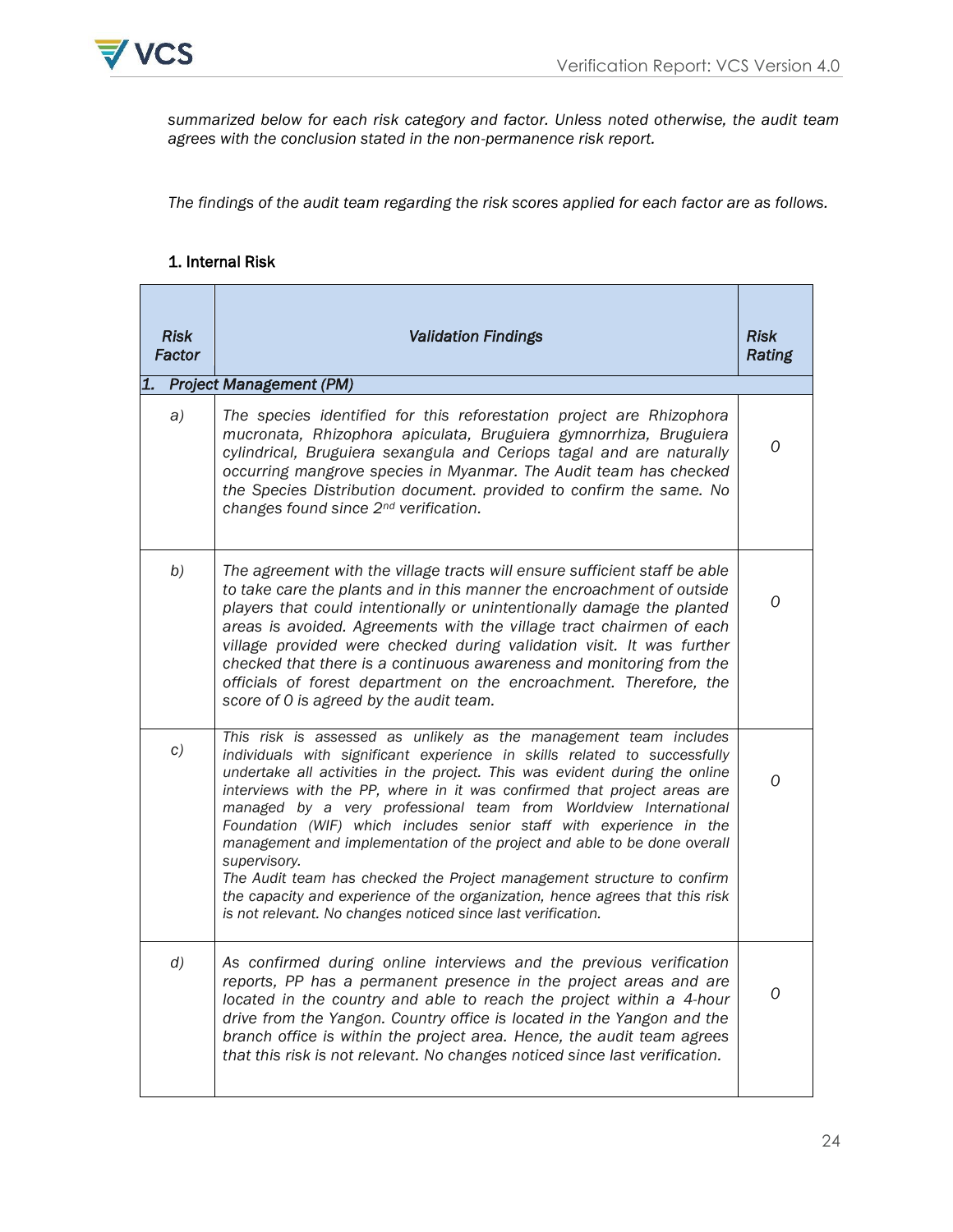*summarized below for each risk category and factor. Unless noted otherwise, the audit team agrees with the conclusion stated in the non-permanence risk report.*

*The findings of the audit team regarding the risk scores applied for each factor are as follows.*

### 1. Internal Risk

| *Risk Factor* | *Validation Findings* | *Risk Rating* |
|---|---|---|
| *1. Project Management (PM)* | | |
| *a)* | *The species identified for this reforestation project are Rhizophora mucronata, Rhizophora apiculata, Bruguiera gymnorrhiza, Bruguiera cylindrical, Bruguiera sexangula and Ceriops tagal and are naturally occurring mangrove species in Myanmar. The Audit team has checked the Species Distribution document. provided to confirm the same. No changes found since 2nd verification.* | *0* |
| *b)* | *The agreement with the village tracts will ensure sufficient staff be able to take care the plants and in this manner the encroachment of outside players that could intentionally or unintentionally damage the planted areas is avoided. Agreements with the village tract chairmen of each village provided were checked during validation visit. It was further checked that there is a continuous awareness and monitoring from the officials of forest department on the encroachment. Therefore, the score of 0 is agreed by the audit team.* | *0* |
| *c)* | *This risk is assessed as unlikely as the management team includes individuals with significant experience in skills related to successfully undertake all activities in the project. This was evident during the online interviews with the PP, where in it was confirmed that project areas are managed by a very professional team from Worldview International Foundation (WIF) which includes senior staff with experience in the management and implementation of the project and able to be done overall supervisory.*<br>*The Audit team has checked the Project management structure to confirm the capacity and experience of the organization, hence agrees that this risk is not relevant. No changes noticed since last verification.* | *0* |
| *d)* | *As confirmed during online interviews and the previous verification reports, PP has a permanent presence in the project areas and are located in the country and able to reach the project within a 4-hour drive from the Yangon. Country office is located in the Yangon and the branch office is within the project area. Hence, the audit team agrees that this risk is not relevant. No changes noticed since last verification.* | *0* |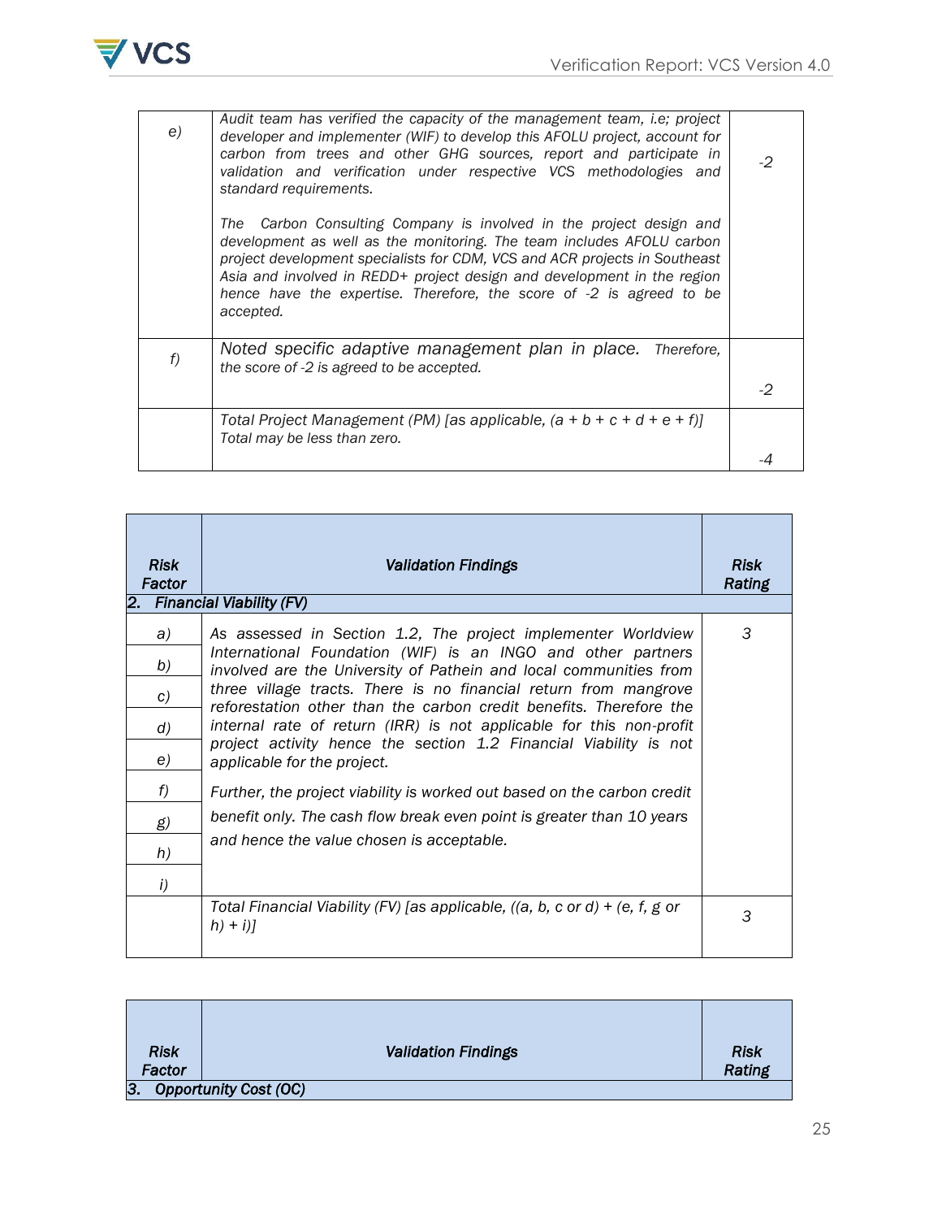| | | |
|---|---|---|
| e) | *Audit team has verified the capacity of the management team, i.e; project developer and implementer (WIF) to develop this AFOLU project, account for carbon from trees and other GHG sources, report and participate in validation and verification under respective VCS methodologies and standard requirements.*<br><br>*The Carbon Consulting Company is involved in the project design and development as well as the monitoring. The team includes AFOLU carbon project development specialists for CDM, VCS and ACR projects in Southeast Asia and involved in REDD+ project design and development in the region hence have the expertise. Therefore, the score of -2 is agreed to be accepted.* | *-2* |
| f) | *Noted specific adaptive management plan in place. Therefore, the score of -2 is agreed to be accepted.* | *-2* |
| | *Total Project Management (PM) [as applicable, (a + b + c + d + e + f)] Total may be less than zero.* | *-4* |

| ***Risk Factor*** | ***Validation Findings*** | ***Risk Rating*** |
|---|---|---|
| ***2. Financial Viability (FV)*** | | |
| *a)* | *As assessed in Section 1.2, The project implementer Worldview International Foundation (WIF) is an INGO and other partners involved are the University of Pathein and local communities from three village tracts. There is no financial return from mangrove reforestation other than the carbon credit benefits. Therefore the internal rate of return (IRR) is not applicable for this non-profit project activity hence the section 1.2 Financial Viability is not applicable for the project.*<br><br>*Further, the project viability is worked out based on the carbon credit benefit only. The cash flow break even point is greater than 10 years and hence the value chosen is acceptable.* | *3* |
| *b)* | | |
| *c)* | | |
| *d)* | | |
| *e)* | | |
| *f)* | | |
| *g)* | | |
| *h)* | | |
| *i)* | | |
| | *Total Financial Viability (FV) [as applicable, ((a, b, c or d) + (e, f, g or h) + i)]* | *3* |

| ***Risk Factor*** | ***Validation Findings*** | ***Risk Rating*** |
|---|---|---|
| ***3. Opportunity Cost (OC)*** | | |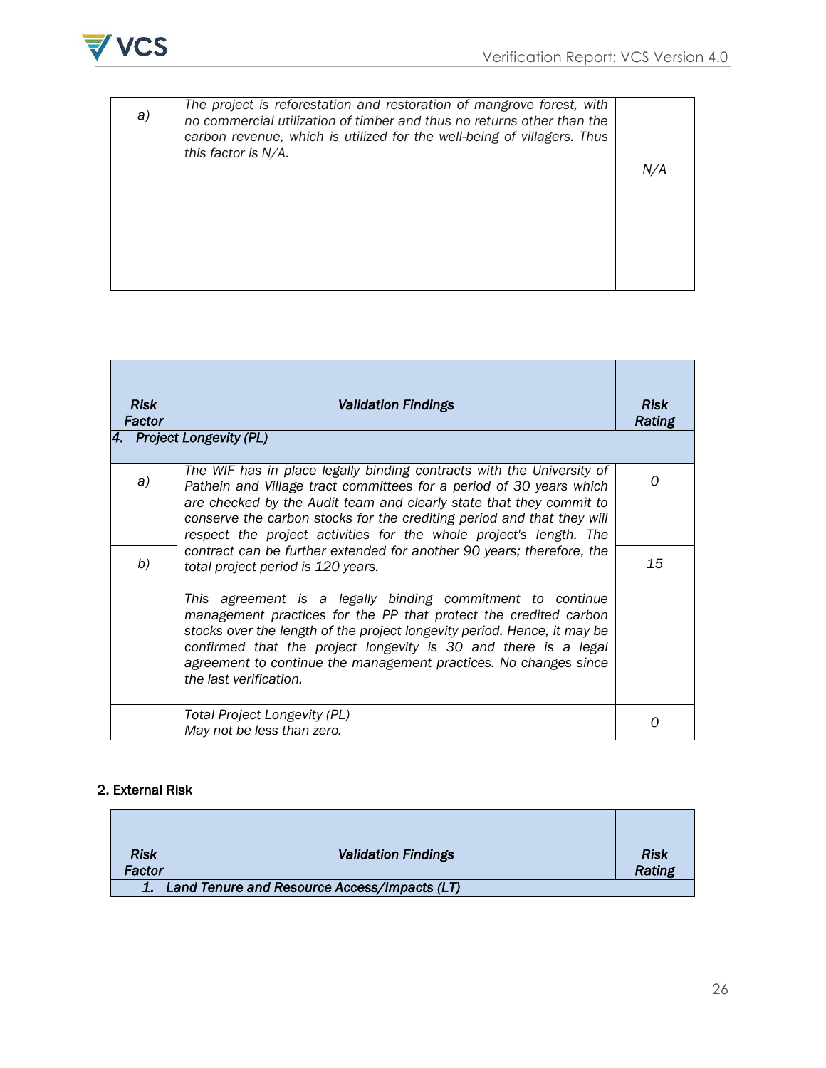| | | |
|---|---|---|
| *a)* | *The project is reforestation and restoration of mangrove forest, with no commercial utilization of timber and thus no returns other than the carbon revenue, which is utilized for the well-being of villagers. Thus this factor is N/A.* | *N/A* |

| ***Risk Factor*** | ***Validation Findings*** | ***Risk Rating*** |
|---|---|---|
| ***4. Project Longevity (PL)*** | | |
| *a)* | *The WIF has in place legally binding contracts with the University of Pathein and Village tract committees for a period of 30 years which are checked by the Audit team and clearly state that they commit to conserve the carbon stocks for the crediting period and that they will respect the project activities for the whole project's length. The contract can be further extended for another 90 years; therefore, the total project period is 120 years.<br><br>This agreement is a legally binding commitment to continue management practices for the PP that protect the credited carbon stocks over the length of the project longevity period. Hence, it may be confirmed that the project longevity is 30 and there is a legal agreement to continue the management practices. No changes since the last verification.* | *0* |
| *b)* | | *15* |
| | *Total Project Longevity (PL)<br>May not be less than zero.* | *0* |

**2. External Risk**

| ***Risk Factor*** | ***Validation Findings*** | ***Risk Rating*** |
|---|---|---|
| ***1. Land Tenure and Resource Access/Impacts (LT)*** | | |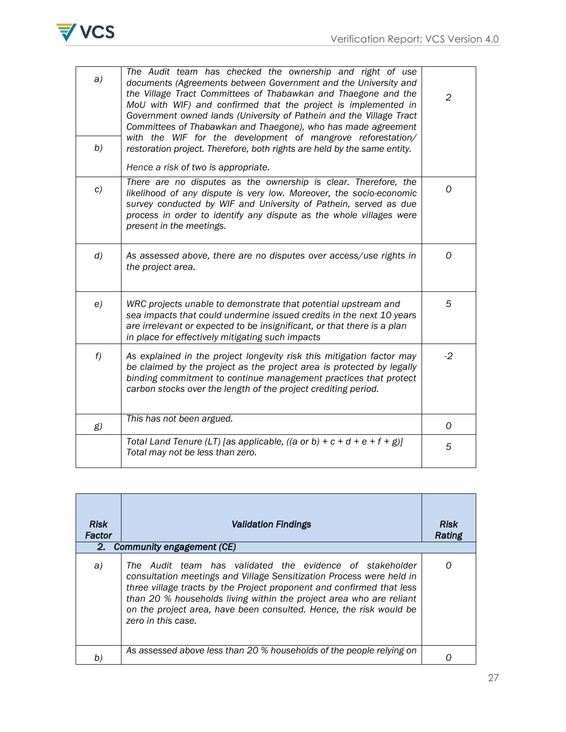| | | |
|---|---|---|
| a) | *The Audit team has checked the ownership and right of use documents (Agreements between Government and the University and the Village Tract Committees of Thabawkan and Thaegone and the MoU with WIF) and confirmed that the project is implemented in Government owned lands (University of Pathein and the Village Tract Committees of Thabawkan and Thaegone), who has made agreement with the WIF for the development of mangrove reforestation/ restoration project. Therefore, both rights are held by the same entity.* *Hence a risk of two is appropriate.* | *2* |
| b) | | |
| c) | *There are no disputes as the ownership is clear. Therefore, the likelihood of any dispute is very low. Moreover, the socio-economic survey conducted by WIF and University of Pathein, served as due process in order to identify any dispute as the whole villages were present in the meetings.* | *0* |
| d) | *As assessed above, there are no disputes over access/use rights in the project area.* | *0* |
| e) | *WRC projects unable to demonstrate that potential upstream and sea impacts that could undermine issued credits in the next 10 years are irrelevant or expected to be insignificant, or that there is a plan in place for effectively mitigating such impacts* | *5* |
| f) | *As explained in the project longevity risk this mitigation factor may be claimed by the project as the project area is protected by legally binding commitment to continue management practices that protect carbon stocks over the length of the project crediting period.* | *-2* |
| g) | *This has not been argued.* | *0* |
| | *Total Land Tenure (LT) [as applicable, ((a or b) + c + d + e + f + g)] Total may not be less than zero.* | *5* |

| ***Risk Factor*** | ***Validation Findings*** | ***Risk Rating*** |
|---|---|---|
| ***2. Community engagement (CE)*** | | |
| *a)* | *The Audit team has validated the evidence of stakeholder consultation meetings and Village Sensitization Process were held in three village tracts by the Project proponent and confirmed that less than 20 % households living within the project area who are reliant on the project area, have been consulted. Hence, the risk would be zero in this case.* | *0* |
| *b)* | *As assessed above less than 20 % households of the people relying on* | *0* |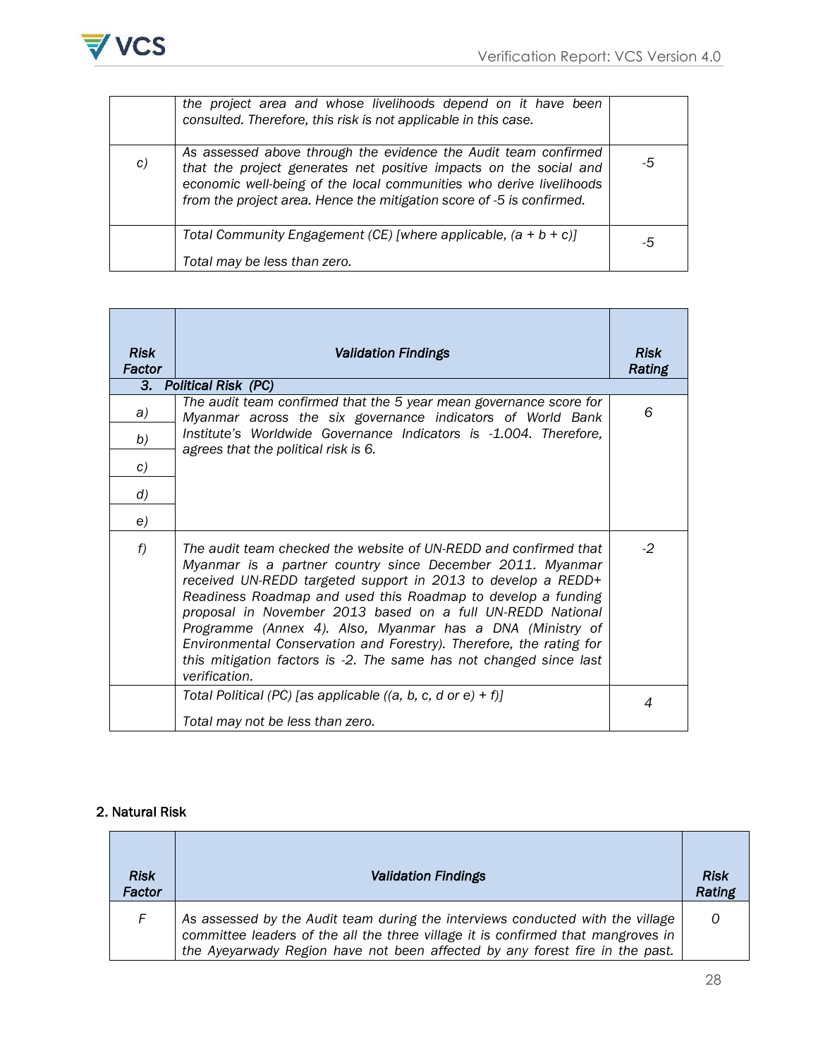| | | |
|---|---|---|
| | *the project area and whose livelihoods depend on it have been consulted. Therefore, this risk is not applicable in this case.* | |
| *c)* | *As assessed above through the evidence the Audit team confirmed that the project generates net positive impacts on the social and economic well-being of the local communities who derive livelihoods from the project area. Hence the mitigation score of -5 is confirmed.* | *-5* |
| | *Total Community Engagement (CE) [where applicable, (a + b + c)]*<br><br>*Total may be less than zero.* | *-5* |

| ***Risk Factor*** | ***Validation Findings*** | ***Risk Rating*** |
|---|---|---|
| ***3. Political Risk (PC)*** | | |
| *a)* | *The audit team confirmed that the 5 year mean governance score for Myanmar across the six governance indicators of World Bank Institute's Worldwide Governance Indicators is -1.004. Therefore, agrees that the political risk is 6.* | *6* |
| *b)* | | |
| *c)* | | |
| *d)* | | |
| *e)* | | |
| *f)* | *The audit team checked the website of UN-REDD and confirmed that Myanmar is a partner country since December 2011. Myanmar received UN-REDD targeted support in 2013 to develop a REDD+ Readiness Roadmap and used this Roadmap to develop a funding proposal in November 2013 based on a full UN-REDD National Programme (Annex 4). Also, Myanmar has a DNA (Ministry of Environmental Conservation and Forestry). Therefore, the rating for this mitigation factors is -2. The same has not changed since last verification.* | *-2* |
| | *Total Political (PC) [as applicable ((a, b, c, d or e) + f)]*<br><br>*Total may not be less than zero.* | *4* |

**2. Natural Risk**

| ***Risk Factor*** | ***Validation Findings*** | ***Risk Rating*** |
|---|---|---|
| *F* | *As assessed by the Audit team during the interviews conducted with the village committee leaders of the all the three village it is confirmed that mangroves in the Ayeyarwady Region have not been affected by any forest fire in the past.* | *0* |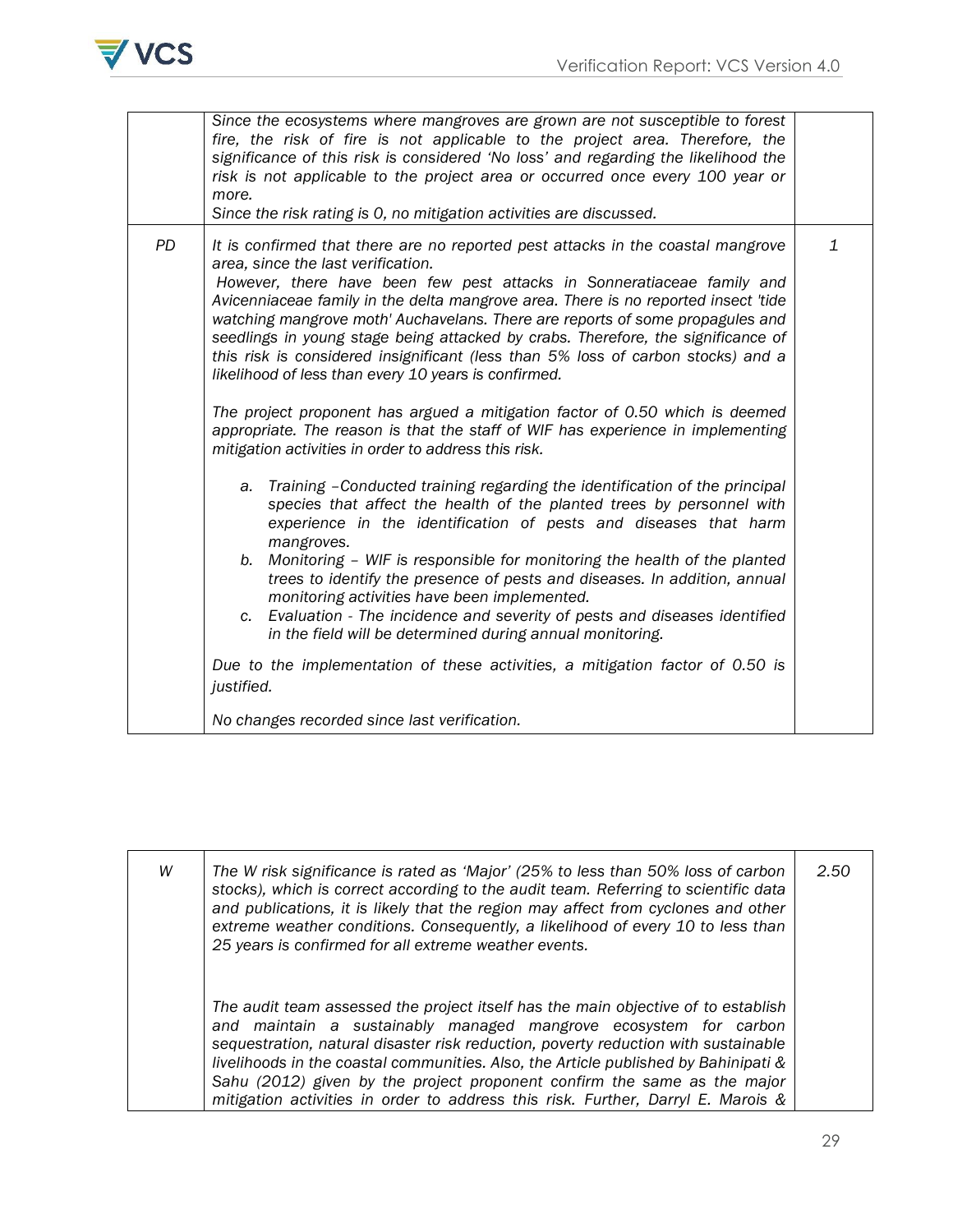| | | |
|---|---|---|
| | *Since the ecosystems where mangroves are grown are not susceptible to forest fire, the risk of fire is not applicable to the project area. Therefore, the significance of this risk is considered 'No loss' and regarding the likelihood the risk is not applicable to the project area or occurred once every 100 year or more.*<br>*Since the risk rating is 0, no mitigation activities are discussed.* | |
| *PD* | *It is confirmed that there are no reported pest attacks in the coastal mangrove area, since the last verification.*<br>*However, there have been few pest attacks in Sonneratiaceae family and Avicenniaceae family in the delta mangrove area. There is no reported insect 'tide watching mangrove moth' Auchavelans. There are reports of some propagules and seedlings in young stage being attacked by crabs. Therefore, the significance of this risk is considered insignificant (less than 5% loss of carbon stocks) and a likelihood of less than every 10 years is confirmed.*<br><br>*The project proponent has argued a mitigation factor of 0.50 which is deemed appropriate. The reason is that the staff of WIF has experience in implementing mitigation activities in order to address this risk.*<br><br>*a. Training –Conducted training regarding the identification of the principal species that affect the health of the planted trees by personnel with experience in the identification of pests and diseases that harm mangroves.*<br>*b. Monitoring – WIF is responsible for monitoring the health of the planted trees to identify the presence of pests and diseases. In addition, annual monitoring activities have been implemented.*<br>*c. Evaluation - The incidence and severity of pests and diseases identified in the field will be determined during annual monitoring.*<br><br>*Due to the implementation of these activities, a mitigation factor of 0.50 is justified.*<br><br>*No changes recorded since last verification.* | *1* |

| | | |
|---|---|---|
| *W* | *The W risk significance is rated as 'Major' (25% to less than 50% loss of carbon stocks), which is correct according to the audit team. Referring to scientific data and publications, it is likely that the region may affect from cyclones and other extreme weather conditions. Consequently, a likelihood of every 10 to less than 25 years is confirmed for all extreme weather events.*<br><br>*The audit team assessed the project itself has the main objective of to establish and maintain a sustainably managed mangrove ecosystem for carbon sequestration, natural disaster risk reduction, poverty reduction with sustainable livelihoods in the coastal communities. Also, the Article published by Bahinipati & Sahu (2012) given by the project proponent confirm the same as the major mitigation activities in order to address this risk. Further, Darryl E. Marois &* | *2.50* |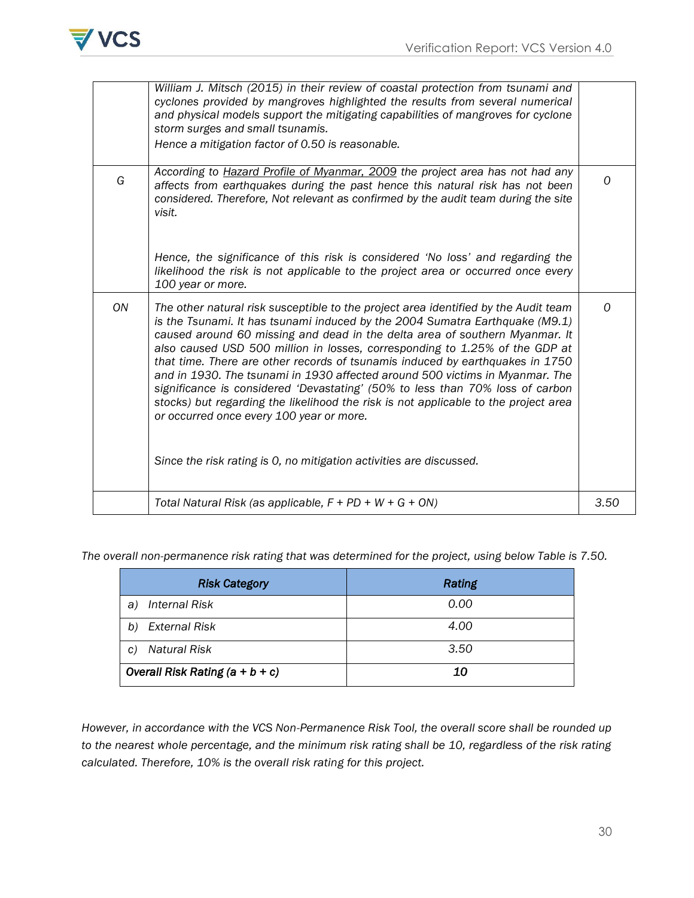| | | |
|---|---|---|
| | *William J. Mitsch (2015) in their review of coastal protection from tsunami and cyclones provided by mangroves highlighted the results from several numerical and physical models support the mitigating capabilities of mangroves for cyclone storm surges and small tsunamis.*<br>*Hence a mitigation factor of 0.50 is reasonable.* | |
| *G* | *According to Hazard Profile of Myanmar, 2009 the project area has not had any affects from earthquakes during the past hence this natural risk has not been considered. Therefore, Not relevant as confirmed by the audit team during the site visit.*<br><br>*Hence, the significance of this risk is considered 'No loss' and regarding the likelihood the risk is not applicable to the project area or occurred once every 100 year or more.* | *0* |
| *ON* | *The other natural risk susceptible to the project area identified by the Audit team is the Tsunami. It has tsunami induced by the 2004 Sumatra Earthquake (M9.1) caused around 60 missing and dead in the delta area of southern Myanmar. It also caused USD 500 million in losses, corresponding to 1.25% of the GDP at that time. There are other records of tsunamis induced by earthquakes in 1750 and in 1930. The tsunami in 1930 affected around 500 victims in Myanmar. The significance is considered 'Devastating' (50% to less than 70% loss of carbon stocks) but regarding the likelihood the risk is not applicable to the project area or occurred once every 100 year or more.*<br><br>*Since the risk rating is 0, no mitigation activities are discussed.* | *0* |
| | *Total Natural Risk (as applicable, F + PD + W + G + ON)* | *3.50* |

*The overall non-permanence risk rating that was determined for the project, using below Table is 7.50.*

| ***Risk Category*** | ***Rating*** |
|---|---|
| *a) Internal Risk* | *0.00* |
| *b) External Risk* | *4.00* |
| *c) Natural Risk* | *3.50* |
| ***Overall Risk Rating (a + b + c)*** | ***10*** |

*However, in accordance with the VCS Non-Permanence Risk Tool, the overall score shall be rounded up to the nearest whole percentage, and the minimum risk rating shall be 10, regardless of the risk rating calculated. Therefore, 10% is the overall risk rating for this project.*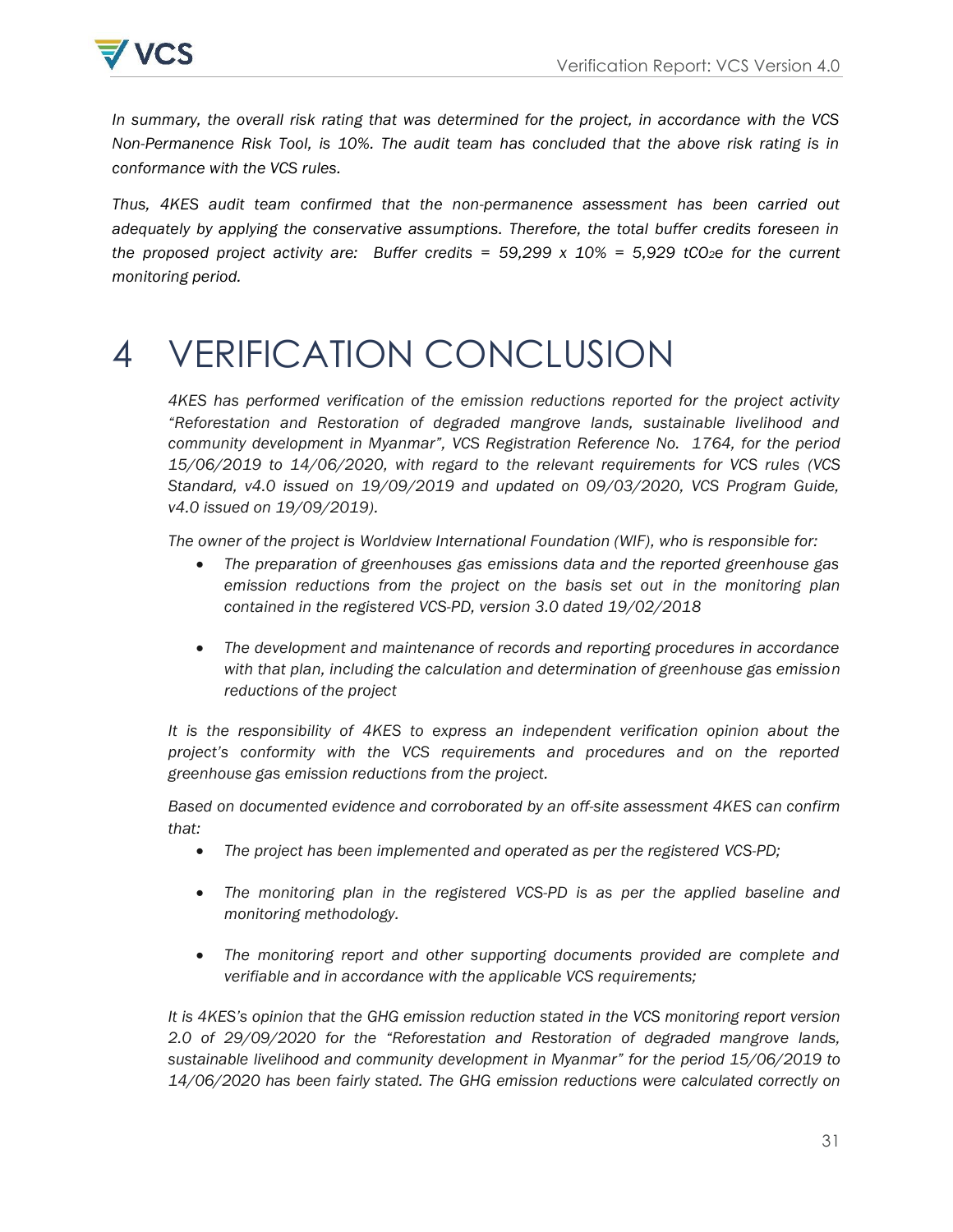*In summary, the overall risk rating that was determined for the project, in accordance with the VCS Non-Permanence Risk Tool, is 10%. The audit team has concluded that the above risk rating is in conformance with the VCS rules.*

*Thus, 4KES audit team confirmed that the non-permanence assessment has been carried out adequately by applying the conservative assumptions. Therefore, the total buffer credits foreseen in the proposed project activity are: Buffer credits = 59,299 x 10% = 5,929 $tCO_2e$ for the current monitoring period.*

# 4 VERIFICATION CONCLUSION

*4KES has performed verification of the emission reductions reported for the project activity "Reforestation and Restoration of degraded mangrove lands, sustainable livelihood and community development in Myanmar", VCS Registration Reference No. 1764, for the period 15/06/2019 to 14/06/2020, with regard to the relevant requirements for VCS rules (VCS Standard, v4.0 issued on 19/09/2019 and updated on 09/03/2020, VCS Program Guide, v4.0 issued on 19/09/2019).*

*The owner of the project is Worldview International Foundation (WIF), who is responsible for:*

- *The preparation of greenhouses gas emissions data and the reported greenhouse gas emission reductions from the project on the basis set out in the monitoring plan contained in the registered VCS-PD, version 3.0 dated 19/02/2018*
- *The development and maintenance of records and reporting procedures in accordance with that plan, including the calculation and determination of greenhouse gas emission reductions of the project*

*It is the responsibility of 4KES to express an independent verification opinion about the project's conformity with the VCS requirements and procedures and on the reported greenhouse gas emission reductions from the project.*

*Based on documented evidence and corroborated by an off-site assessment 4KES can confirm that:*

- *The project has been implemented and operated as per the registered VCS-PD;*
- *The monitoring plan in the registered VCS-PD is as per the applied baseline and monitoring methodology.*
- *The monitoring report and other supporting documents provided are complete and verifiable and in accordance with the applicable VCS requirements;*

*It is 4KES's opinion that the GHG emission reduction stated in the VCS monitoring report version 2.0 of 29/09/2020 for the "Reforestation and Restoration of degraded mangrove lands, sustainable livelihood and community development in Myanmar" for the period 15/06/2019 to 14/06/2020 has been fairly stated. The GHG emission reductions were calculated correctly on*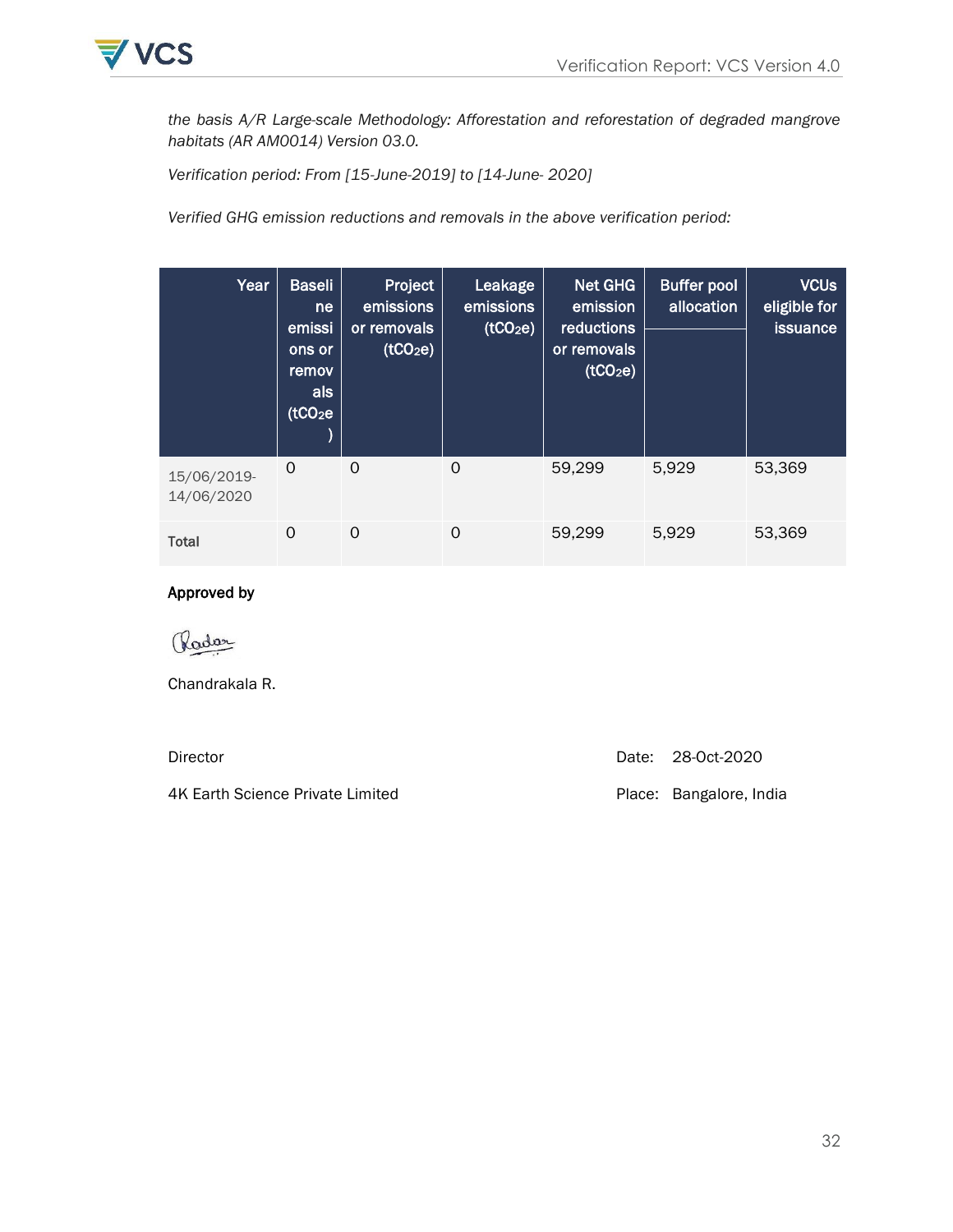*the basis A/R Large-scale Methodology: Afforestation and reforestation of degraded mangrove habitats (AR AM0014) Version 03.0.*

*Verification period: From [15-June-2019] to [14-June- 2020]*

*Verified GHG emission reductions and removals in the above verification period:*

| Year | Baseline emissions or removals ($tCO_2e$) | Project emissions or removals ($tCO_2e$) | Leakage emissions ($tCO_2e$) | Net GHG emission reductions or removals ($tCO_2e$) | Buffer pool allocation | VCUs eligible for issuance |
|---|---|---|---|---|---|---|
| 15/06/2019-14/06/2020 | 0 | 0 | 0 | 59,299 | 5,929 | 53,369 |
| **Total** | 0 | 0 | 0 | 59,299 | 5,929 | 53,369 |

**Approved by**

Chandrakala R.

Director

4K Earth Science Private Limited

Date: 28-Oct-2020

Place: Bangalore, India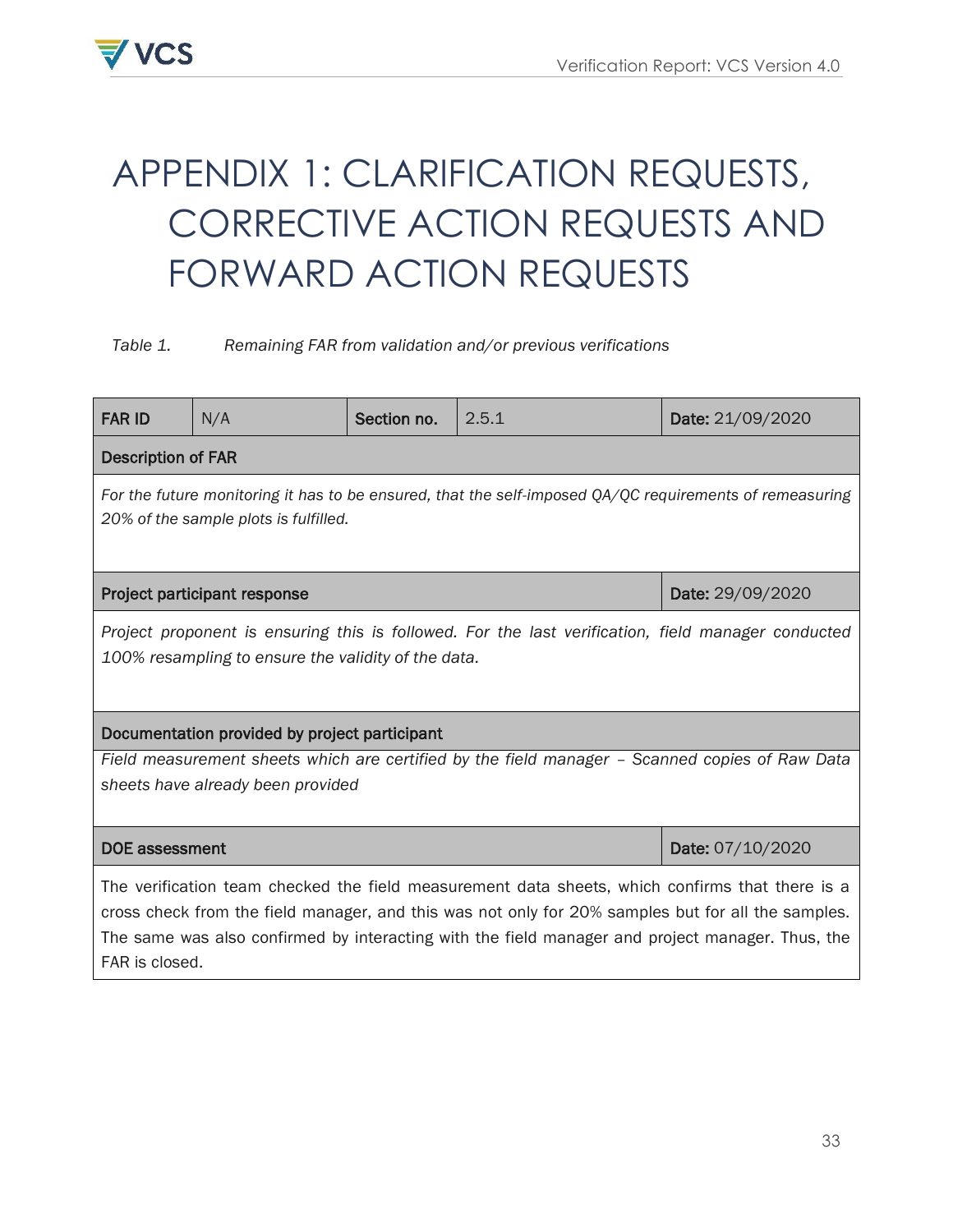# APPENDIX 1: CLARIFICATION REQUESTS, CORRECTIVE ACTION REQUESTS AND FORWARD ACTION REQUESTS

*Table 1. Remaining FAR from validation and/or previous verifications*

| **FAR ID** | N/A | **Section no.** | 2.5.1 | **Date:** 21/09/2020 |
|---|---|---|---|---|
| **Description of FAR** | | | | |
| *For the future monitoring it has to be ensured, that the self-imposed QA/QC requirements of remeasuring 20% of the sample plots is fulfilled.* | | | | |
| **Project participant response** | | | | **Date:** 29/09/2020 |
| *Project proponent is ensuring this is followed. For the last verification, field manager conducted 100% resampling to ensure the validity of the data.* | | | | |
| **Documentation provided by project participant** | | | | |
| *Field measurement sheets which are certified by the field manager – Scanned copies of Raw Data sheets have already been provided* | | | | |
| **DOE assessment** | | | | **Date:** 07/10/2020 |
| The verification team checked the field measurement data sheets, which confirms that there is a cross check from the field manager, and this was not only for 20% samples but for all the samples. The same was also confirmed by interacting with the field manager and project manager. Thus, the FAR is closed. | | | | |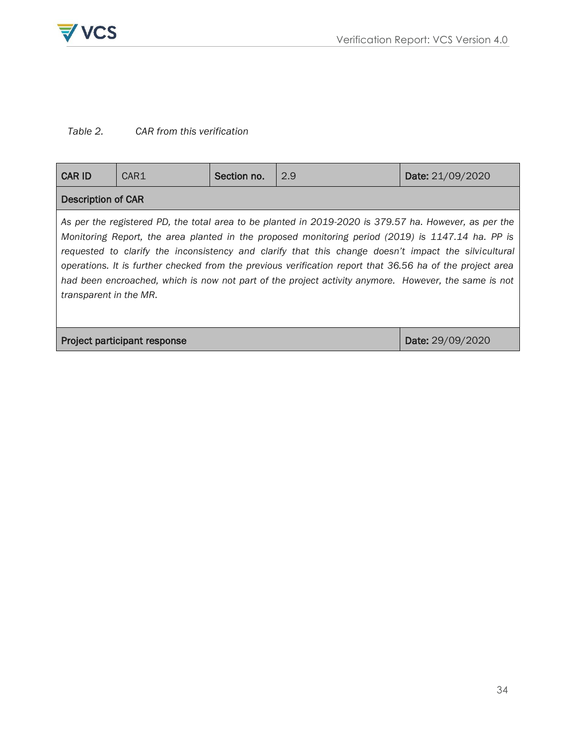*Table 2. CAR from this verification*

| CAR ID | CAR1 | Section no. | 2.9 | Date: 21/09/2020 |
|---|---|---|---|---|
| **Description of CAR** | | | | |
| *As per the registered PD, the total area to be planted in 2019-2020 is 379.57 ha. However, as per the Monitoring Report, the area planted in the proposed monitoring period (2019) is 1147.14 ha. PP is requested to clarify the inconsistency and clarify that this change doesn't impact the silvicultural operations. It is further checked from the previous verification report that 36.56 ha of the project area had been encroached, which is now not part of the project activity anymore. However, the same is not transparent in the MR.* | | | | |
| **Project participant response** | | | | **Date:** 29/09/2020 |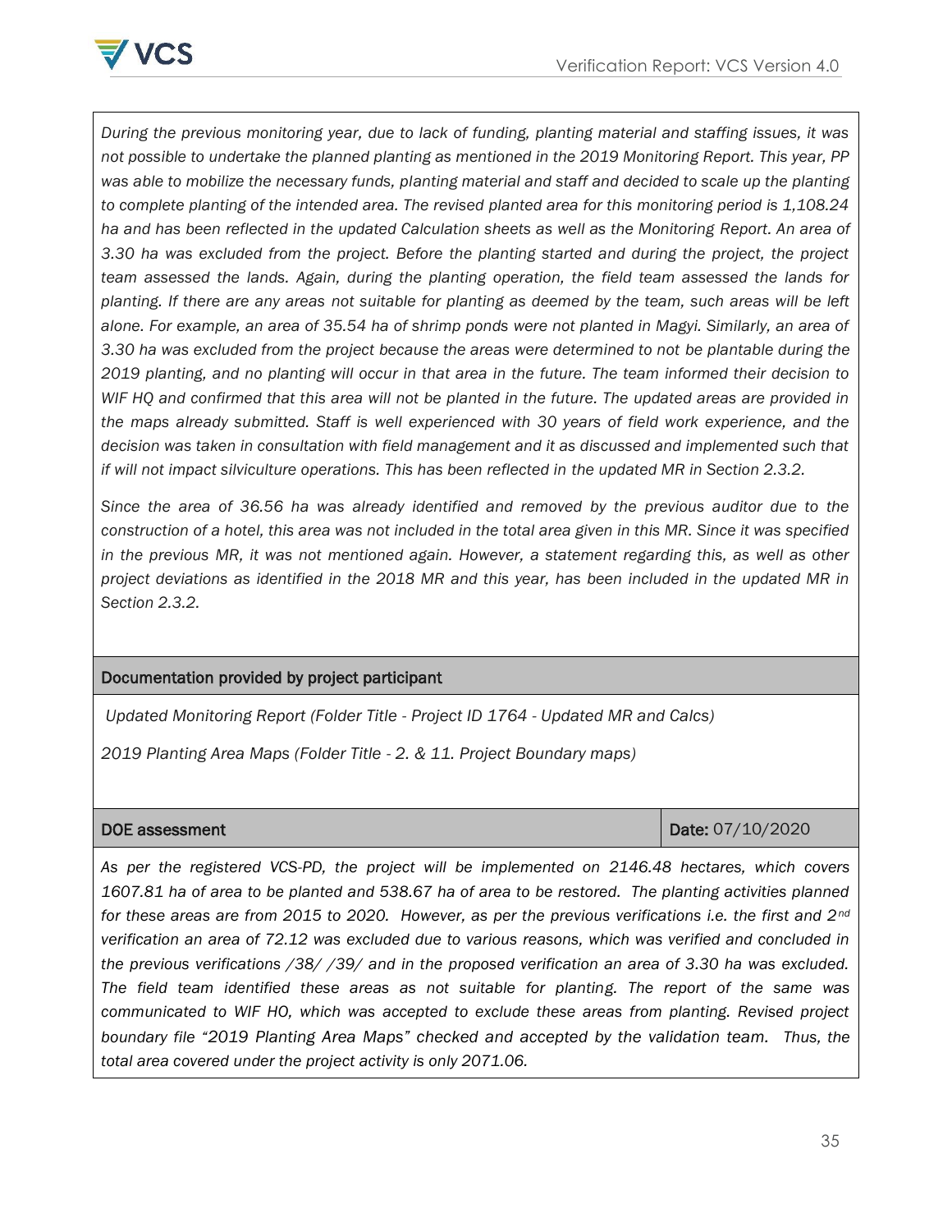*During the previous monitoring year, due to lack of funding, planting material and staffing issues, it was not possible to undertake the planned planting as mentioned in the 2019 Monitoring Report. This year, PP was able to mobilize the necessary funds, planting material and staff and decided to scale up the planting to complete planting of the intended area. The revised planted area for this monitoring period is 1,108.24 ha and has been reflected in the updated Calculation sheets as well as the Monitoring Report. An area of 3.30 ha was excluded from the project. Before the planting started and during the project, the project team assessed the lands. Again, during the planting operation, the field team assessed the lands for planting. If there are any areas not suitable for planting as deemed by the team, such areas will be left alone. For example, an area of 35.54 ha of shrimp ponds were not planted in Magyi. Similarly, an area of 3.30 ha was excluded from the project because the areas were determined to not be plantable during the 2019 planting, and no planting will occur in that area in the future. The team informed their decision to WIF HQ and confirmed that this area will not be planted in the future. The updated areas are provided in the maps already submitted. Staff is well experienced with 30 years of field work experience, and the decision was taken in consultation with field management and it as discussed and implemented such that if will not impact silviculture operations. This has been reflected in the updated MR in Section 2.3.2.*

*Since the area of 36.56 ha was already identified and removed by the previous auditor due to the construction of a hotel, this area was not included in the total area given in this MR. Since it was specified in the previous MR, it was not mentioned again. However, a statement regarding this, as well as other project deviations as identified in the 2018 MR and this year, has been included in the updated MR in Section 2.3.2.*

| Documentation provided by project participant | |
|---|---|
| *Updated Monitoring Report (Folder Title - Project ID 1764 - Updated MR and Calcs)*<br><br>*2019 Planting Area Maps (Folder Title - 2. & 11. Project Boundary maps)* | |
| **DOE assessment** | **Date:** 07/10/2020 |
| *As per the registered VCS-PD, the project will be implemented on 2146.48 hectares, which covers 1607.81 ha of area to be planted and 538.67 ha of area to be restored. The planting activities planned for these areas are from 2015 to 2020. However, as per the previous verifications i.e. the first and 2nd verification an area of 72.12 was excluded due to various reasons, which was verified and concluded in the previous verifications /38/ /39/ and in the proposed verification an area of 3.30 ha was excluded. The field team identified these areas as not suitable for planting. The report of the same was communicated to WIF HO, which was accepted to exclude these areas from planting. Revised project boundary file "2019 Planting Area Maps" checked and accepted by the validation team. Thus, the total area covered under the project activity is only 2071.06.* | |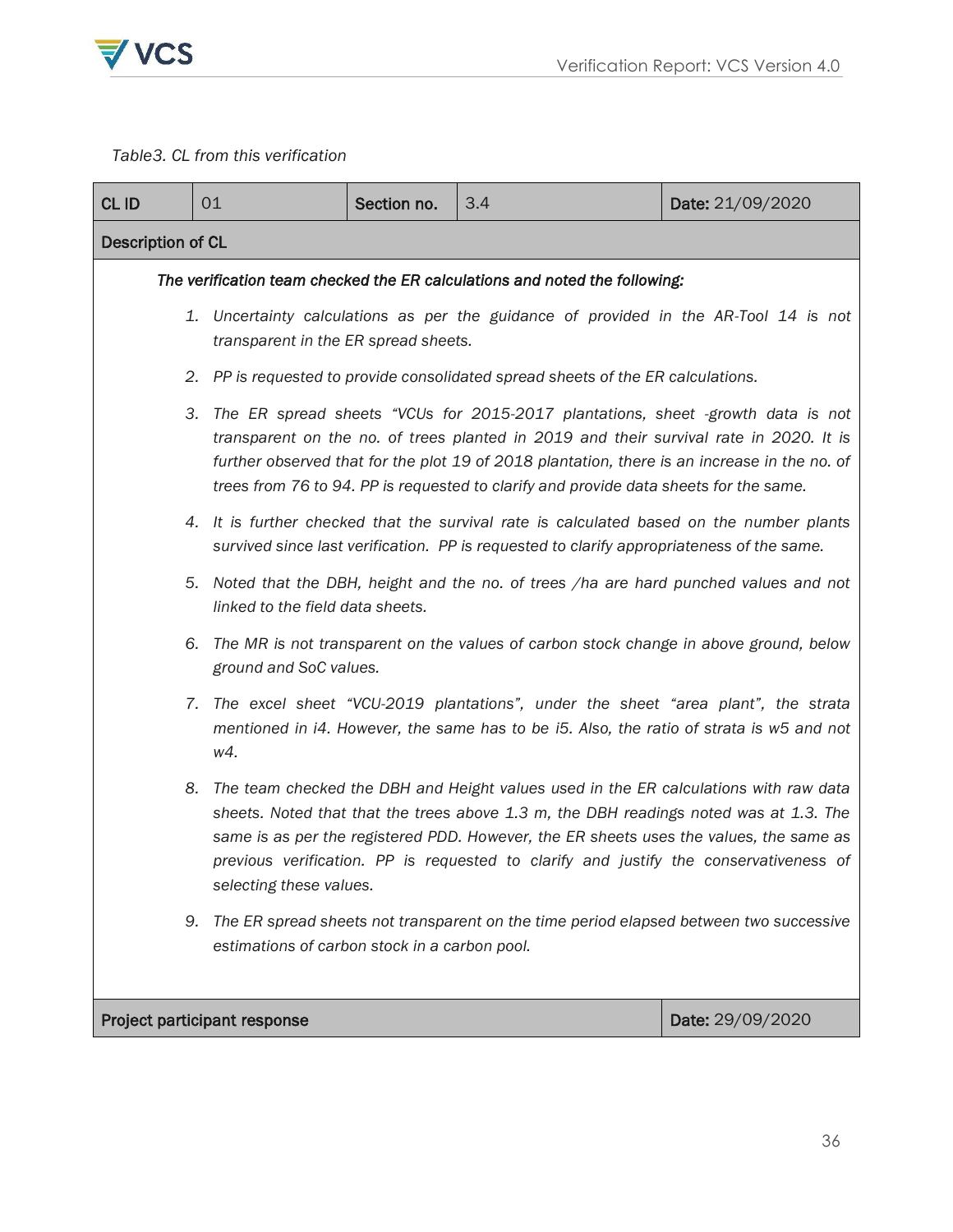*Table3. CL from this verification*

| CL ID | 01 | Section no. | 3.4 | Date: 21/09/2020 |
|---|---|---|---|---|
| **Description of CL** | | | | |
| ***The verification team checked the ER calculations and noted the following:*** <br><br> 1. *Uncertainty calculations as per the guidance of provided in the AR-Tool 14 is not transparent in the ER spread sheets.* <br> 2. *PP is requested to provide consolidated spread sheets of the ER calculations.* <br> 3. *The ER spread sheets "VCUs for 2015-2017 plantations, sheet -growth data is not transparent on the no. of trees planted in 2019 and their survival rate in 2020. It is further observed that for the plot 19 of 2018 plantation, there is an increase in the no. of trees from 76 to 94. PP is requested to clarify and provide data sheets for the same.* <br> 4. *It is further checked that the survival rate is calculated based on the number plants survived since last verification. PP is requested to clarify appropriateness of the same.* <br> 5. *Noted that the DBH, height and the no. of trees /ha are hard punched values and not linked to the field data sheets.* <br> 6. *The MR is not transparent on the values of carbon stock change in above ground, below ground and SoC values.* <br> 7. *The excel sheet "VCU-2019 plantations", under the sheet "area plant", the strata mentioned in i4. However, the same has to be i5. Also, the ratio of strata is w5 and not w4.* <br> 8. *The team checked the DBH and Height values used in the ER calculations with raw data sheets. Noted that that the trees above 1.3 m, the DBH readings noted was at 1.3. The same is as per the registered PDD. However, the ER sheets uses the values, the same as previous verification. PP is requested to clarify and justify the conservativeness of selecting these values.* <br> 9. *The ER spread sheets not transparent on the time period elapsed between two successive estimations of carbon stock in a carbon pool.* | | | | |
| **Project participant response** | | | | **Date:** 29/09/2020 |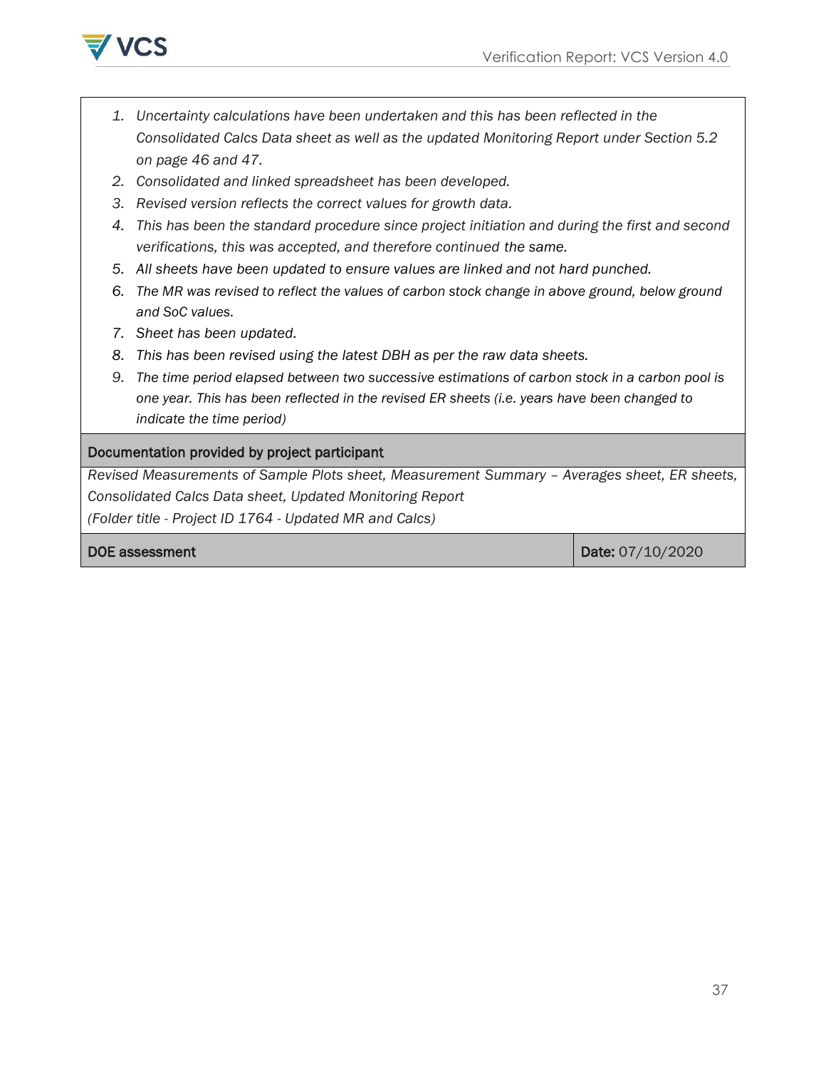1. *Uncertainty calculations have been undertaken and this has been reflected in the Consolidated Calcs Data sheet as well as the updated Monitoring Report under Section 5.2 on page 46 and 47.*
2. *Consolidated and linked spreadsheet has been developed.*
3. *Revised version reflects the correct values for growth data.*
4. *This has been the standard procedure since project initiation and during the first and second verifications, this was accepted, and therefore continued the same.*
5. *All sheets have been updated to ensure values are linked and not hard punched.*
6. *The MR was revised to reflect the values of carbon stock change in above ground, below ground and SoC values.*
7. *Sheet has been updated.*
8. *This has been revised using the latest DBH as per the raw data sheets.*
9. *The time period elapsed between two successive estimations of carbon stock in a carbon pool is one year. This has been reflected in the revised ER sheets (i.e. years have been changed to indicate the time period)*

| Documentation provided by project participant | |
|---|---|
| *Revised Measurements of Sample Plots sheet, Measurement Summary – Averages sheet, ER sheets, Consolidated Calcs Data sheet, Updated Monitoring Report (Folder title - Project ID 1764 - Updated MR and Calcs)* | |
| **DOE assessment** | **Date:** 07/10/2020 |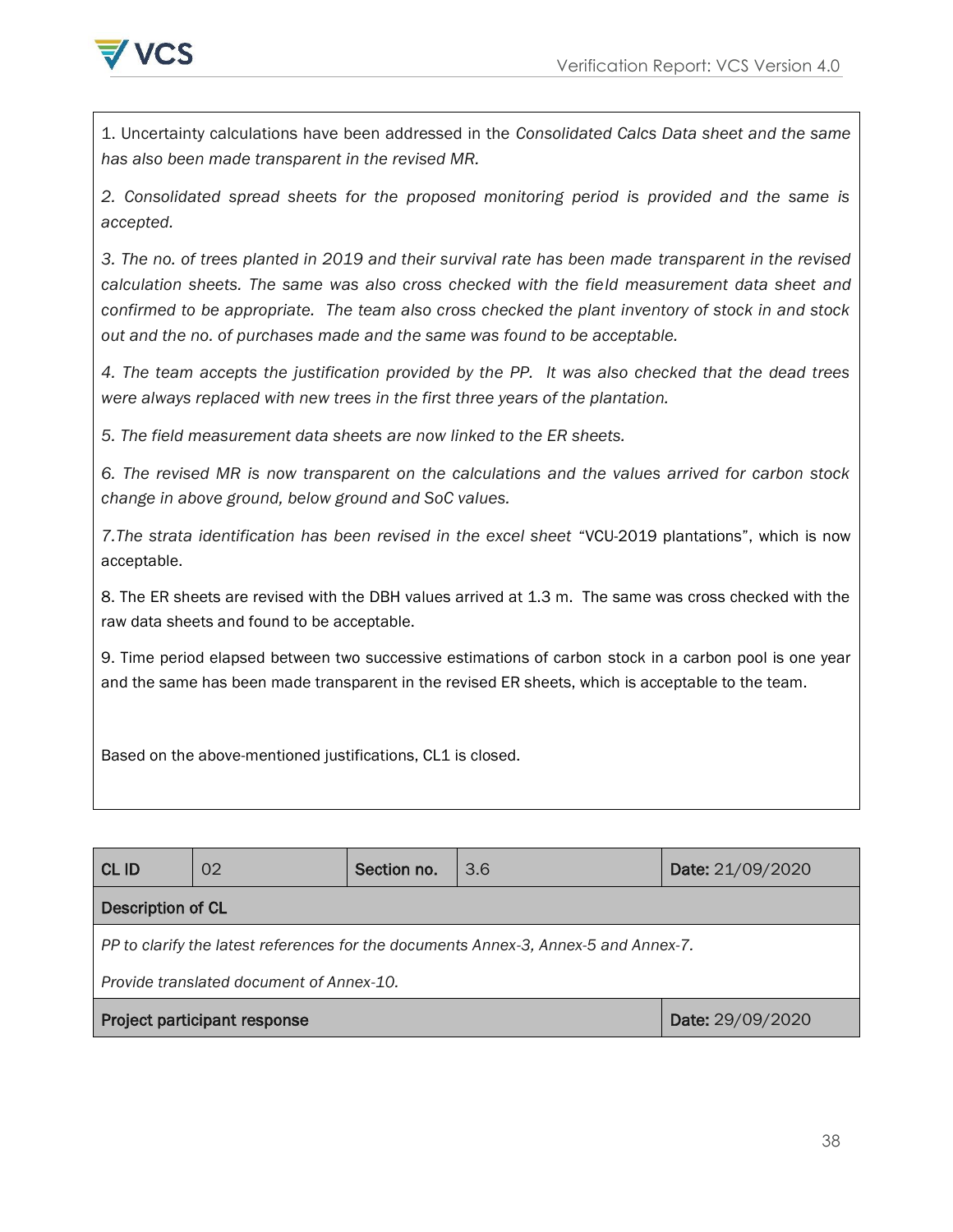1. Uncertainty calculations have been addressed in the *Consolidated Calcs Data sheet and the same has also been made transparent in the revised MR.*

*2. Consolidated spread sheets for the proposed monitoring period is provided and the same is accepted.*

*3. The no. of trees planted in 2019 and their survival rate has been made transparent in the revised calculation sheets. The same was also cross checked with the field measurement data sheet and confirmed to be appropriate. The team also cross checked the plant inventory of stock in and stock out and the no. of purchases made and the same was found to be acceptable.*

*4. The team accepts the justification provided by the PP. It was also checked that the dead trees were always replaced with new trees in the first three years of the plantation.*

*5. The field measurement data sheets are now linked to the ER sheets.*

*6. The revised MR is now transparent on the calculations and the values arrived for carbon stock change in above ground, below ground and SoC values.*

*7.The strata identification has been revised in the excel sheet* "VCU-2019 plantations", which is now acceptable.

8. The ER sheets are revised with the DBH values arrived at 1.3 m. The same was cross checked with the raw data sheets and found to be acceptable.

9. Time period elapsed between two successive estimations of carbon stock in a carbon pool is one year and the same has been made transparent in the revised ER sheets, which is acceptable to the team.

Based on the above-mentioned justifications, CL1 is closed.

| **CL ID** | 02 | **Section no.** | 3.6 | **Date:** 21/09/2020 |
|---|---|---|---|---|
| **Description of CL** | | | | |
| *PP to clarify the latest references for the documents Annex-3, Annex-5 and Annex-7.*<br>*Provide translated document of Annex-10.* | | | | |
| **Project participant response** | | | | **Date:** 29/09/2020 |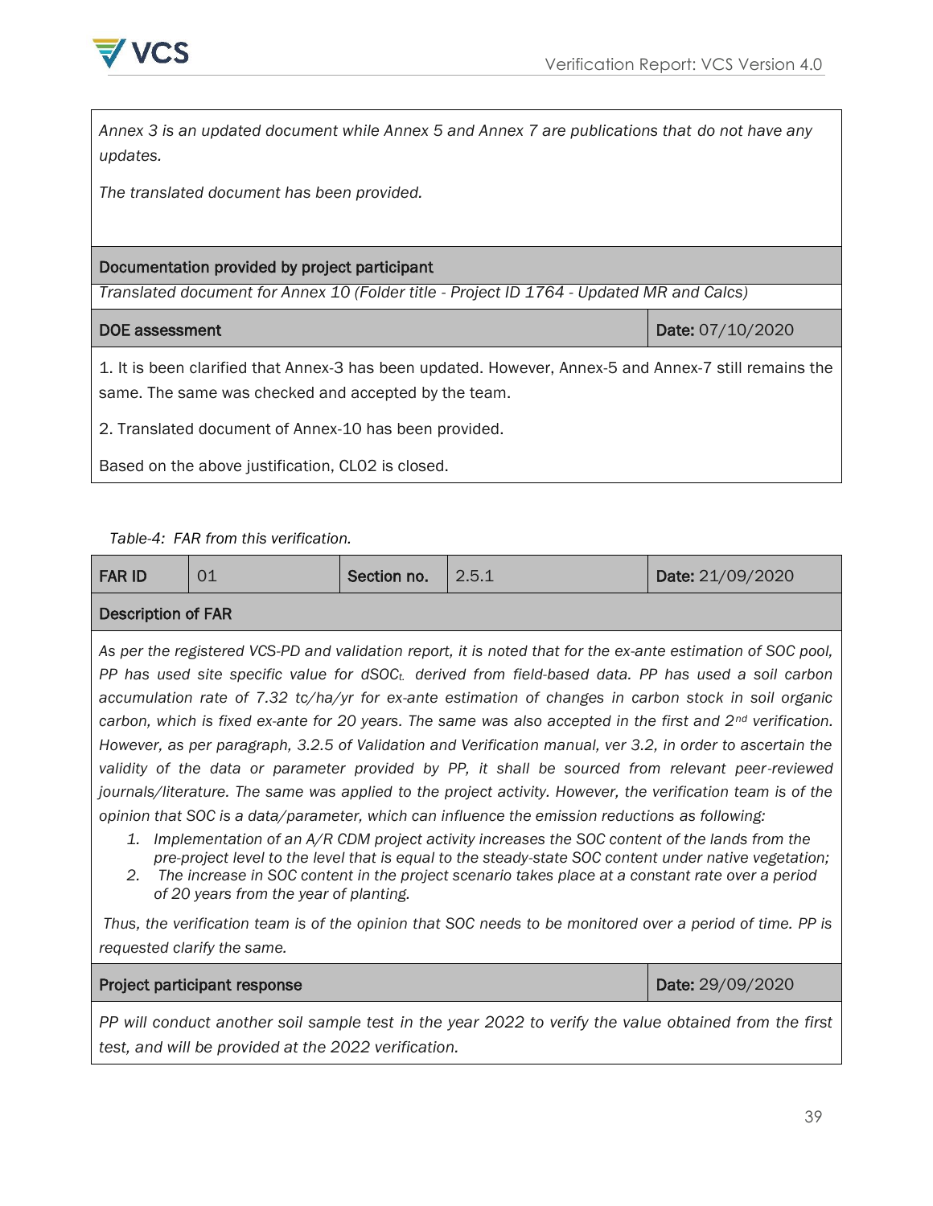*Annex 3 is an updated document while Annex 5 and Annex 7 are publications that do not have any updates.*

*The translated document has been provided.*

| Documentation provided by project participant | |
|---|---|
| *Translated document for Annex 10 (Folder title - Project ID 1764 - Updated MR and Calcs)* | |
| **DOE assessment** | **Date:** 07/10/2020 |
| 1. It is been clarified that Annex-3 has been updated. However, Annex-5 and Annex-7 still remains the same. The same was checked and accepted by the team.<br><br>2. Translated document of Annex-10 has been provided.<br><br>Based on the above justification, CL02 is closed. | |

*Table-4: FAR from this verification.*

| **FAR ID** | 01 | **Section no.** | 2.5.1 | **Date:** 21/09/2020 |
|---|---|---|---|---|
| **Description of FAR** | | | | |
| *As per the registered VCS-PD and validation report, it is noted that for the ex-ante estimation of SOC pool, PP has used site specific value for $dSOC_t$ derived from field-based data. PP has used a soil carbon accumulation rate of 7.32 tc/ha/yr for ex-ante estimation of changes in carbon stock in soil organic carbon, which is fixed ex-ante for 20 years. The same was also accepted in the first and 2nd verification. However, as per paragraph, 3.2.5 of Validation and Verification manual, ver 3.2, in order to ascertain the validity of the data or parameter provided by PP, it shall be sourced from relevant peer-reviewed journals/literature. The same was applied to the project activity. However, the verification team is of the opinion that SOC is a data/parameter, which can influence the emission reductions as following:*<br>1. *Implementation of an A/R CDM project activity increases the SOC content of the lands from the pre-project level to the level that is equal to the steady-state SOC content under native vegetation;*<br>2. *The increase in SOC content in the project scenario takes place at a constant rate over a period of 20 years from the year of planting.*<br><br>*Thus, the verification team is of the opinion that SOC needs to be monitored over a period of time. PP is requested clarify the same.* | | | | |
| **Project participant response** | | | | **Date:** 29/09/2020 |
| *PP will conduct another soil sample test in the year 2022 to verify the value obtained from the first test, and will be provided at the 2022 verification.* | | | | |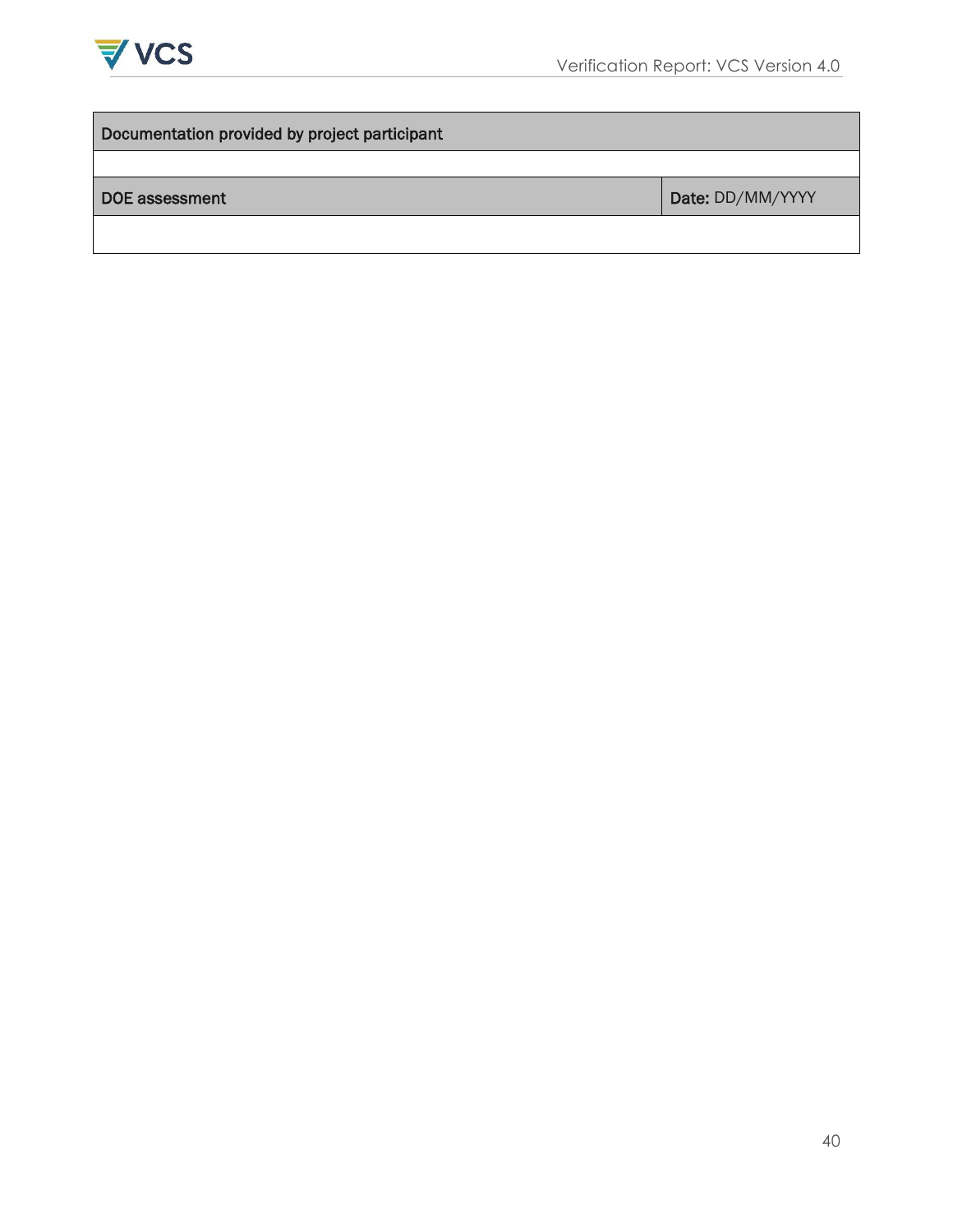| Documentation provided by project participant | |
|---|---|
| | |
| **DOE assessment** | **Date:** DD/MM/YYYY |
| | |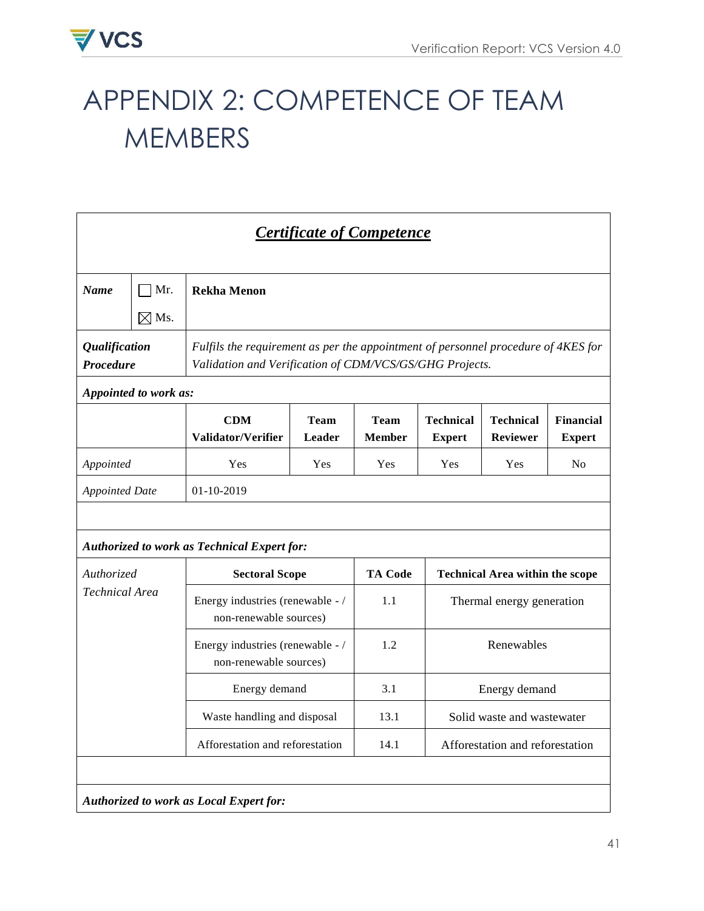# APPENDIX 2: COMPETENCE OF TEAM MEMBERS

| ***Certificate of Competence*** | | | | | | | |
|---|---|---|---|---|---|---|---|
| ***Name*** | ☐ Mr. ☒ Ms. | **Rekha Menon** | | | | | |
| ***Qualification Procedure*** | | *Fulfils the requirement as per the appointment of personnel procedure of 4KES for Validation and Verification of CDM/VCS/GS/GHG Projects.* | | | | | |
| ***Appointed to work as:*** | | | | | | | |
| | | **CDM Validator/Verifier** | **Team Leader** | **Team Member** | **Technical Expert** | **Technical Reviewer** | **Financial Expert** |
| *Appointed* | | Yes | Yes | Yes | Yes | Yes | No |
| *Appointed Date* | | 01-10-2019 | | | | | |
| | | | | | | | |
| ***Authorized to work as Technical Expert for:*** | | | | | | | |
| *Authorized Technical Area* | | **Sectoral Scope** | | **TA Code** | **Technical Area within the scope** | | |
| | | Energy industries (renewable - / non-renewable sources) | | 1.1 | Thermal energy generation | | |
| | | Energy industries (renewable - / non-renewable sources) | | 1.2 | Renewables | | |
| | | Energy demand | | 3.1 | Energy demand | | |
| | | Waste handling and disposal | | 13.1 | Solid waste and wastewater | | |
| | | Afforestation and reforestation | | 14.1 | Afforestation and reforestation | | |
| | | | | | | | |
| ***Authorized to work as Local Expert for:*** | | | | | | | |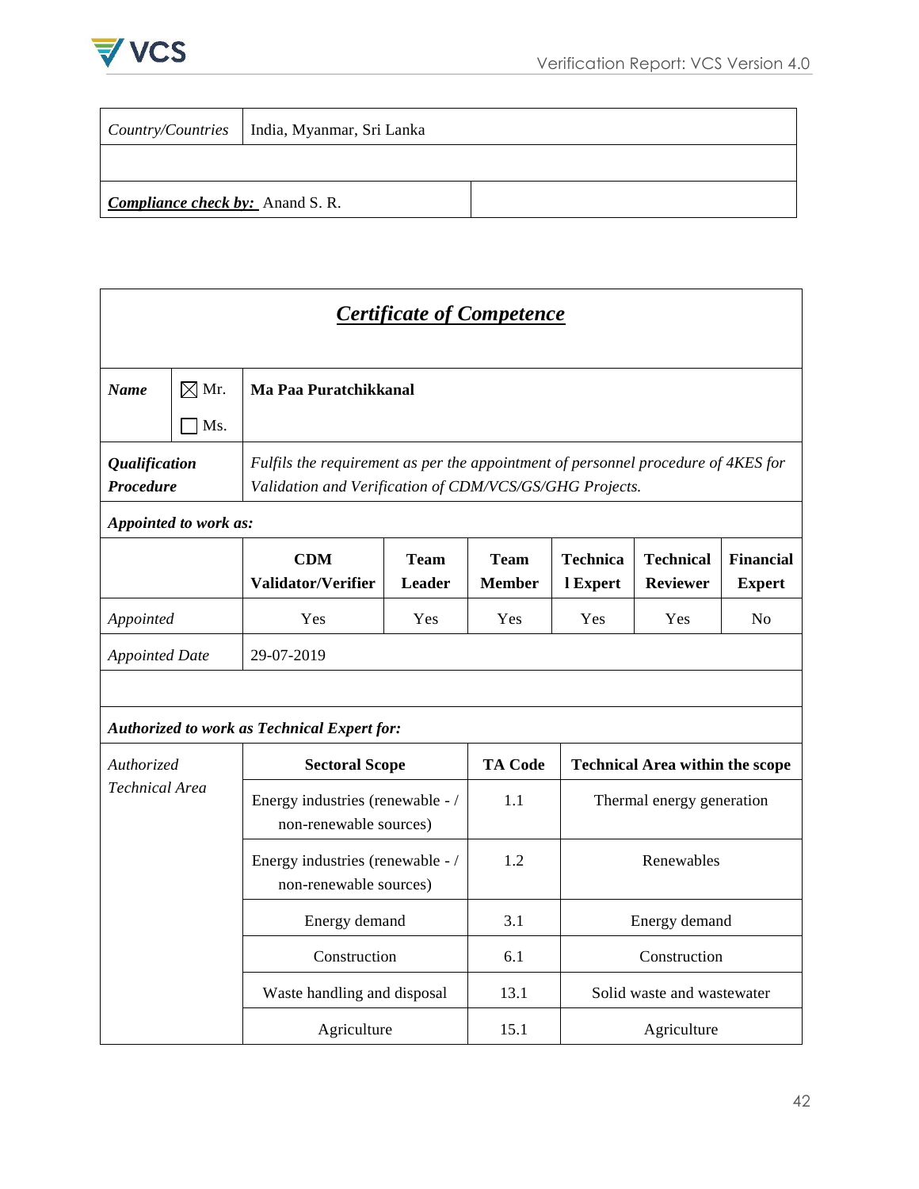| *Country/Countries* | India, Myanmar, Sri Lanka |
|---|---|
| | |
| ***Compliance check by:*** Anand S. R. | |

## ***Certificate of Competence***

| ***Name*** | ☒ Mr. ☐ Ms. | **Ma Paa Puratchikkanal** | | | | |
|---|---|---|---|---|---|---|
| ***Qualification Procedure*** | | *Fulfils the requirement as per the appointment of personnel procedure of 4KES for Validation and Verification of CDM/VCS/GS/GHG Projects.* | | | | |
| ***Appointed to work as:*** | | | | | | |
| | | **CDM Validator/Verifier** | **Team Leader** | **Team Member** | **Technical Expert** | **Technical Reviewer** | **Financial Expert** |
| *Appointed* | | Yes | Yes | Yes | Yes | Yes | No |
| *Appointed Date* | | 29-07-2019 | | | | | |

***Authorized to work as Technical Expert for:***

| *Authorized Technical Area* | **Sectoral Scope** | **TA Code** | **Technical Area within the scope** |
|---|---|---|---|
| | Energy industries (renewable - / non-renewable sources) | 1.1 | Thermal energy generation |
| | Energy industries (renewable - / non-renewable sources) | 1.2 | Renewables |
| | Energy demand | 3.1 | Energy demand |
| | Construction | 6.1 | Construction |
| | Waste handling and disposal | 13.1 | Solid waste and wastewater |
| | Agriculture | 15.1 | Agriculture |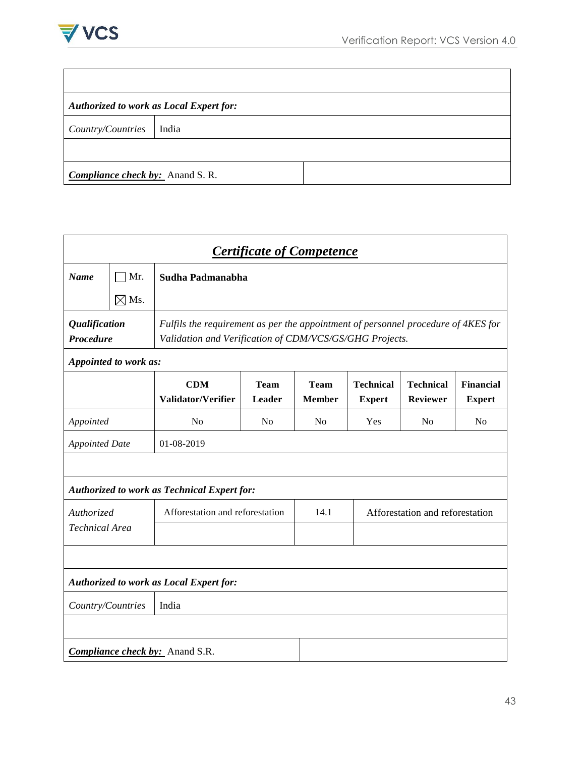| | |
|---|---|
| | |
| ***Authorized to work as Local Expert for:*** | |
| *Country/Countries* | India |
| | |
| ***Compliance check by:*** Anand S. R. | |

| ***Certificate of Competence*** | | | | | | | |
|---|---|---|---|---|---|---|---|
| ***Name*** | ☐ Mr. ☒ Ms. | **Sudha Padmanabha** | | | | | |
| ***Qualification Procedure*** | | *Fulfils the requirement as per the appointment of personnel procedure of 4KES for Validation and Verification of CDM/VCS/GS/GHG Projects.* | | | | | |
| ***Appointed to work as:*** | | | | | | | |
| | | **CDM Validator/Verifier** | **Team Leader** | **Team Member** | **Technical Expert** | **Technical Reviewer** | **Financial Expert** |
| *Appointed* | | No | No | No | Yes | No | No |
| *Appointed Date* | | 01-08-2019 | | | | | |
| | | | | | | | |
| ***Authorized to work as Technical Expert for:*** | | | | | | | |
| *Authorized Technical Area* | | Afforestation and reforestation | | 14.1 | Afforestation and reforestation | | |
| | | | | | | | |
| ***Authorized to work as Local Expert for:*** | | | | | | | |
| *Country/Countries* | | India | | | | | |
| | | | | | | | |
| ***Compliance check by:*** Anand S.R. | | | | | | | |